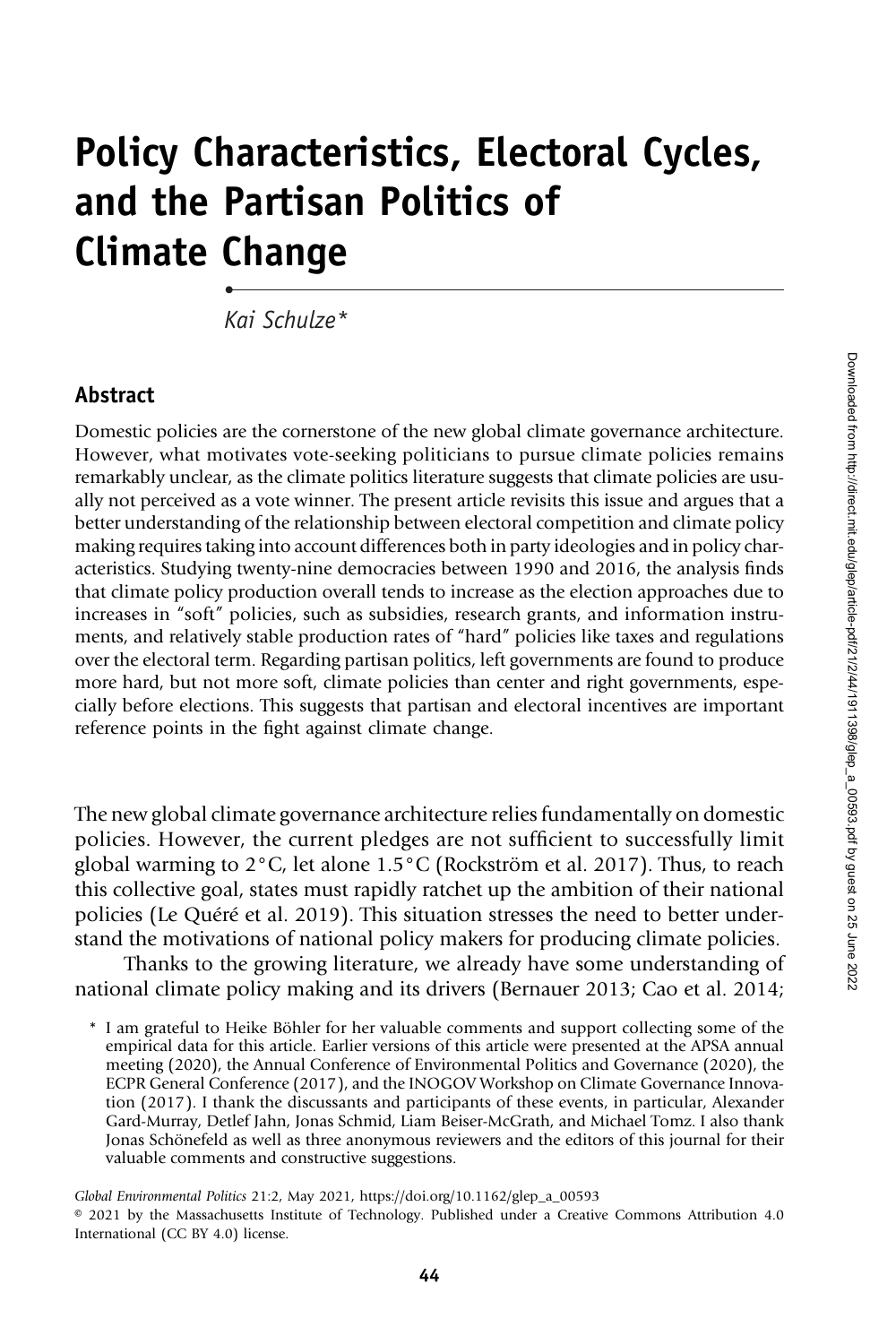# Policy Characteristics, Electoral Cycles, and the Partisan Politics of Climate Change

*Kai Schulze**

## Abstract

Domestic policies are the cornerstone of the new global climate governance architecture. However, what motivates vote-seeking politicians to pursue climate policies remains remarkably unclear, as the climate politics literature suggests that climate policies are usually not perceived as a vote winner. The present article revisits this issue and argues that a better understanding of the relationship between electoral competition and climate policy making requires taking into account differences both in party ideologies and in policy characteristics. Studying twenty-nine democracies between 1990 and 2016, the analysis finds that climate policy production overall tends to increase as the election approaches due to increases in "soft" policies, such as subsidies, research grants, and information instruments, and relatively stable production rates of "hard" policies like taxes and regulations over the electoral term. Regarding partisan politics, left governments are found to produce more hard, but not more soft, climate policies than center and right governments, especially before elections. This suggests that partisan and electoral incentives are important reference points in the fight against climate change.

The new global climate governance architecture relies fundamentally on domestic policies. However, the current pledges are not sufficient to successfully limit global warming to 2°C, let alone 1.5°C (Rockström et al. 2017). Thus, to reach this collective goal, states must rapidly ratchet up the ambition of their national policies (Le Quéré et al. 2019). This situation stresses the need to better understand the motivations of national policy makers for producing climate policies.

Thanks to the growing literature, we already have some understanding of national climate policy making and its drivers (Bernauer 2013; Cao et al. 2014;

\* I am grateful to Heike Böhler for her valuable comments and support collecting some of the empirical data for this article. Earlier versions of this article were presented at the APSA annual meeting (2020), the Annual Conference of Environmental Politics and Governance (2020), the ECPR General Conference (2017), and the INOGOV Workshop on Climate Governance Innovation (2017). I thank the discussants and participants of these events, in particular, Alexander Gard-Murray, Detlef Jahn, Jonas Schmid, Liam Beiser-McGrath, and Michael Tomz. I also thank Jonas Schönefeld as well as three anonymous reviewers and the editors of this journal for their valuable comments and constructive suggestions.

*Global Environmental Politics* 21:2, May 2021, https://doi.org/10.1162/glep_a_00593

© 2021 by the Massachusetts Institute of Technology. Published under a Creative Commons Attribution 4.0 International (CC BY 4.0) license.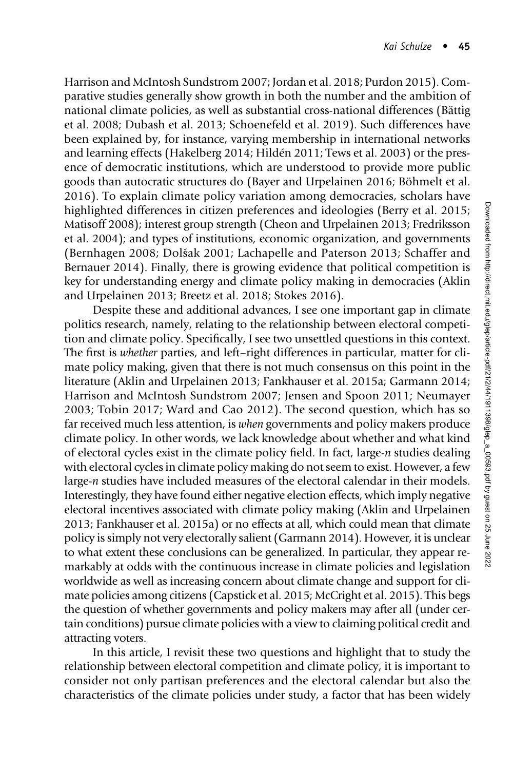Harrison and McIntosh Sundstrom 2007; Jordan et al. 2018; Purdon 2015). Comparative studies generally show growth in both the number and the ambition of national climate policies, as well as substantial cross-national differences (Bättig et al. 2008; Dubash et al. 2013; Schoenefeld et al. 2019). Such differences have been explained by, for instance, varying membership in international networks and learning effects (Hakelberg 2014; Hildén 2011; Tews et al. 2003) or the presence of democratic institutions, which are understood to provide more public goods than autocratic structures do (Bayer and Urpelainen 2016; Böhmelt et al. 2016). To explain climate policy variation among democracies, scholars have highlighted differences in citizen preferences and ideologies (Berry et al. 2015; Matisoff 2008); interest group strength (Cheon and Urpelainen 2013; Fredriksson et al. 2004); and types of institutions, economic organization, and governments (Bernhagen 2008; Dolšak 2001; Lachapelle and Paterson 2013; Schaffer and Bernauer 2014). Finally, there is growing evidence that political competition is key for understanding energy and climate policy making in democracies (Aklin and Urpelainen 2013; Breetz et al. 2018; Stokes 2016).

Despite these and additional advances, I see one important gap in climate politics research, namely, relating to the relationship between electoral competition and climate policy. Specifically, I see two unsettled questions in this context. The first is *whether* parties, and left–right differences in particular, matter for climate policy making, given that there is not much consensus on this point in the literature (Aklin and Urpelainen 2013; Fankhauser et al. 2015a; Garmann 2014; Harrison and McIntosh Sundstrom 2007; Jensen and Spoon 2011; Neumayer 2003; Tobin 2017; Ward and Cao 2012). The second question, which has so far received much less attention, is *when* governments and policy makers produce climate policy. In other words, we lack knowledge about whether and what kind of electoral cycles exist in the climate policy field. In fact, large-*n* studies dealing with electoral cycles in climate policy making do not seem to exist. However, a few large-*n* studies have included measures of the electoral calendar in their models. Interestingly, they have found either negative election effects, which imply negative electoral incentives associated with climate policy making (Aklin and Urpelainen 2013; Fankhauser et al. 2015a) or no effects at all, which could mean that climate policy is simply not very electorally salient (Garmann 2014). However, it is unclear to what extent these conclusions can be generalized. In particular, they appear remarkably at odds with the continuous increase in climate policies and legislation worldwide as well as increasing concern about climate change and support for climate policies among citizens (Capstick et al. 2015; McCright et al. 2015). This begs the question of whether governments and policy makers may after all (under certain conditions) pursue climate policies with a view to claiming political credit and attracting voters.

In this article, I revisit these two questions and highlight that to study the relationship between electoral competition and climate policy, it is important to consider not only partisan preferences and the electoral calendar but also the characteristics of the climate policies under study, a factor that has been widely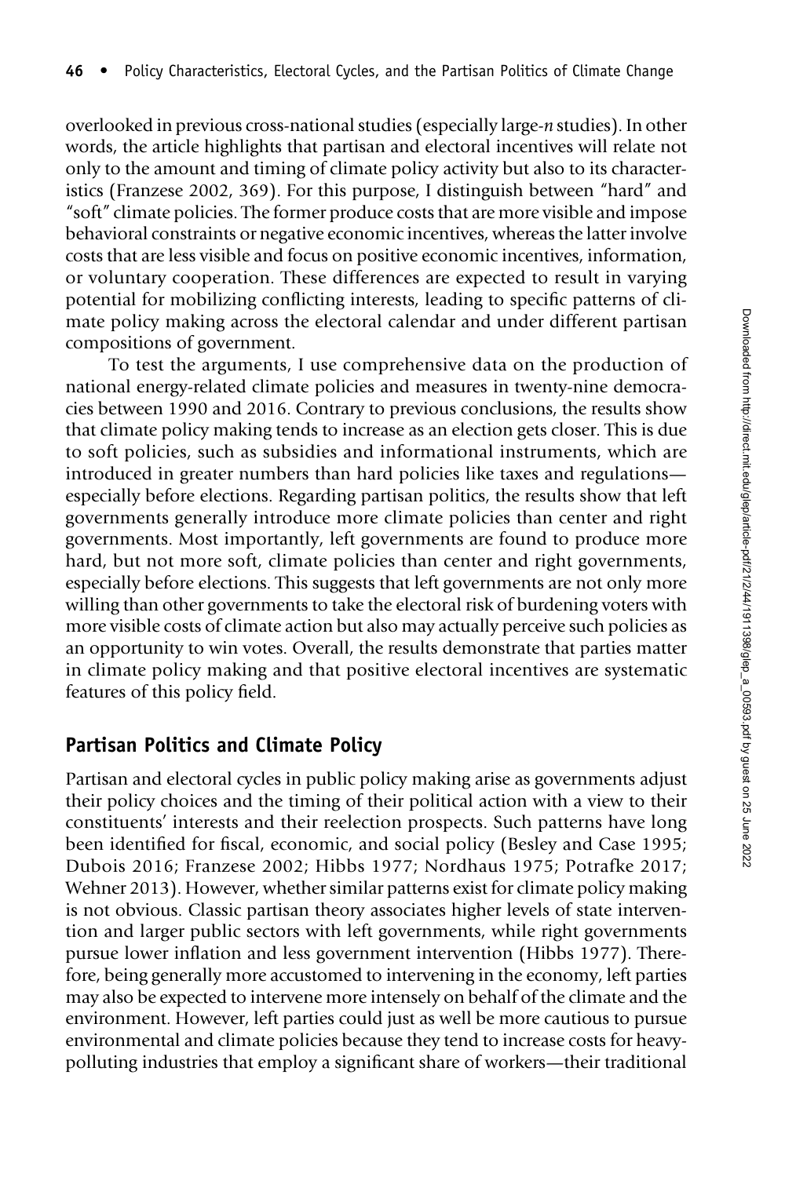overlooked in previous cross-national studies (especially large-*n* studies). In other words, the article highlights that partisan and electoral incentives will relate not only to the amount and timing of climate policy activity but also to its characteristics (Franzese 2002, 369). For this purpose, I distinguish between "hard" and "soft" climate policies. The former produce costs that are more visible and impose behavioral constraints or negative economic incentives, whereas the latter involve costs that are less visible and focus on positive economic incentives, information, or voluntary cooperation. These differences are expected to result in varying potential for mobilizing conflicting interests, leading to specific patterns of climate policy making across the electoral calendar and under different partisan compositions of government.

To test the arguments, I use comprehensive data on the production of national energy-related climate policies and measures in twenty-nine democracies between 1990 and 2016. Contrary to previous conclusions, the results show that climate policy making tends to increase as an election gets closer. This is due to soft policies, such as subsidies and informational instruments, which are introduced in greater numbers than hard policies like taxes and regulations—especially before elections. Regarding partisan politics, the results show that left governments generally introduce more climate policies than center and right governments. Most importantly, left governments are found to produce more hard, but not more soft, climate policies than center and right governments, especially before elections. This suggests that left governments are not only more willing than other governments to take the electoral risk of burdening voters with more visible costs of climate action but also may actually perceive such policies as an opportunity to win votes. Overall, the results demonstrate that parties matter in climate policy making and that positive electoral incentives are systematic features of this policy field.

## Partisan Politics and Climate Policy

Partisan and electoral cycles in public policy making arise as governments adjust their policy choices and the timing of their political action with a view to their constituents' interests and their reelection prospects. Such patterns have long been identified for fiscal, economic, and social policy (Besley and Case 1995; Dubois 2016; Franzese 2002; Hibbs 1977; Nordhaus 1975; Potrafke 2017; Wehner 2013). However, whether similar patterns exist for climate policy making is not obvious. Classic partisan theory associates higher levels of state intervention and larger public sectors with left governments, while right governments pursue lower inflation and less government intervention (Hibbs 1977). Therefore, being generally more accustomed to intervening in the economy, left parties may also be expected to intervene more intensely on behalf of the climate and the environment. However, left parties could just as well be more cautious to pursue environmental and climate policies because they tend to increase costs for heavy-polluting industries that employ a significant share of workers—their traditional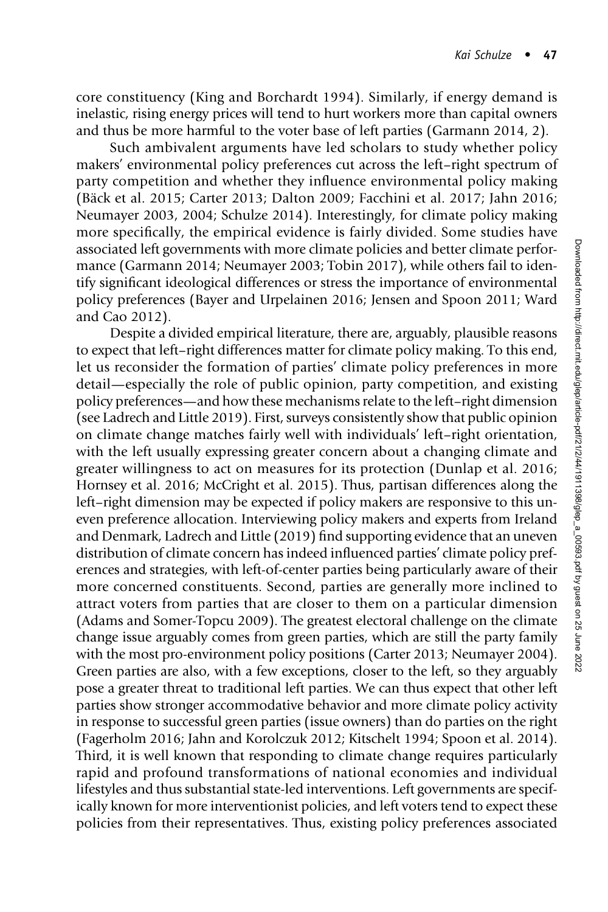core constituency (King and Borchardt 1994). Similarly, if energy demand is inelastic, rising energy prices will tend to hurt workers more than capital owners and thus be more harmful to the voter base of left parties (Garmann 2014, 2).

Such ambivalent arguments have led scholars to study whether policy makers' environmental policy preferences cut across the left–right spectrum of party competition and whether they influence environmental policy making (Bäck et al. 2015; Carter 2013; Dalton 2009; Facchini et al. 2017; Jahn 2016; Neumayer 2003, 2004; Schulze 2014). Interestingly, for climate policy making more specifically, the empirical evidence is fairly divided. Some studies have associated left governments with more climate policies and better climate performance (Garmann 2014; Neumayer 2003; Tobin 2017), while others fail to identify significant ideological differences or stress the importance of environmental policy preferences (Bayer and Urpelainen 2016; Jensen and Spoon 2011; Ward and Cao 2012).

Despite a divided empirical literature, there are, arguably, plausible reasons to expect that left–right differences matter for climate policy making. To this end, let us reconsider the formation of parties' climate policy preferences in more detail—especially the role of public opinion, party competition, and existing policy preferences—and how these mechanisms relate to the left–right dimension (see Ladrech and Little 2019). First, surveys consistently show that public opinion on climate change matches fairly well with individuals' left–right orientation, with the left usually expressing greater concern about a changing climate and greater willingness to act on measures for its protection (Dunlap et al. 2016; Hornsey et al. 2016; McCright et al. 2015). Thus, partisan differences along the left–right dimension may be expected if policy makers are responsive to this uneven preference allocation. Interviewing policy makers and experts from Ireland and Denmark, Ladrech and Little (2019) find supporting evidence that an uneven distribution of climate concern has indeed influenced parties' climate policy preferences and strategies, with left-of-center parties being particularly aware of their more concerned constituents. Second, parties are generally more inclined to attract voters from parties that are closer to them on a particular dimension (Adams and Somer-Topcu 2009). The greatest electoral challenge on the climate change issue arguably comes from green parties, which are still the party family with the most pro-environment policy positions (Carter 2013; Neumayer 2004). Green parties are also, with a few exceptions, closer to the left, so they arguably pose a greater threat to traditional left parties. We can thus expect that other left parties show stronger accommodative behavior and more climate policy activity in response to successful green parties (issue owners) than do parties on the right (Fagerholm 2016; Jahn and Korolczuk 2012; Kitschelt 1994; Spoon et al. 2014). Third, it is well known that responding to climate change requires particularly rapid and profound transformations of national economies and individual lifestyles and thus substantial state-led interventions. Left governments are specifically known for more interventionist policies, and left voters tend to expect these policies from their representatives. Thus, existing policy preferences associated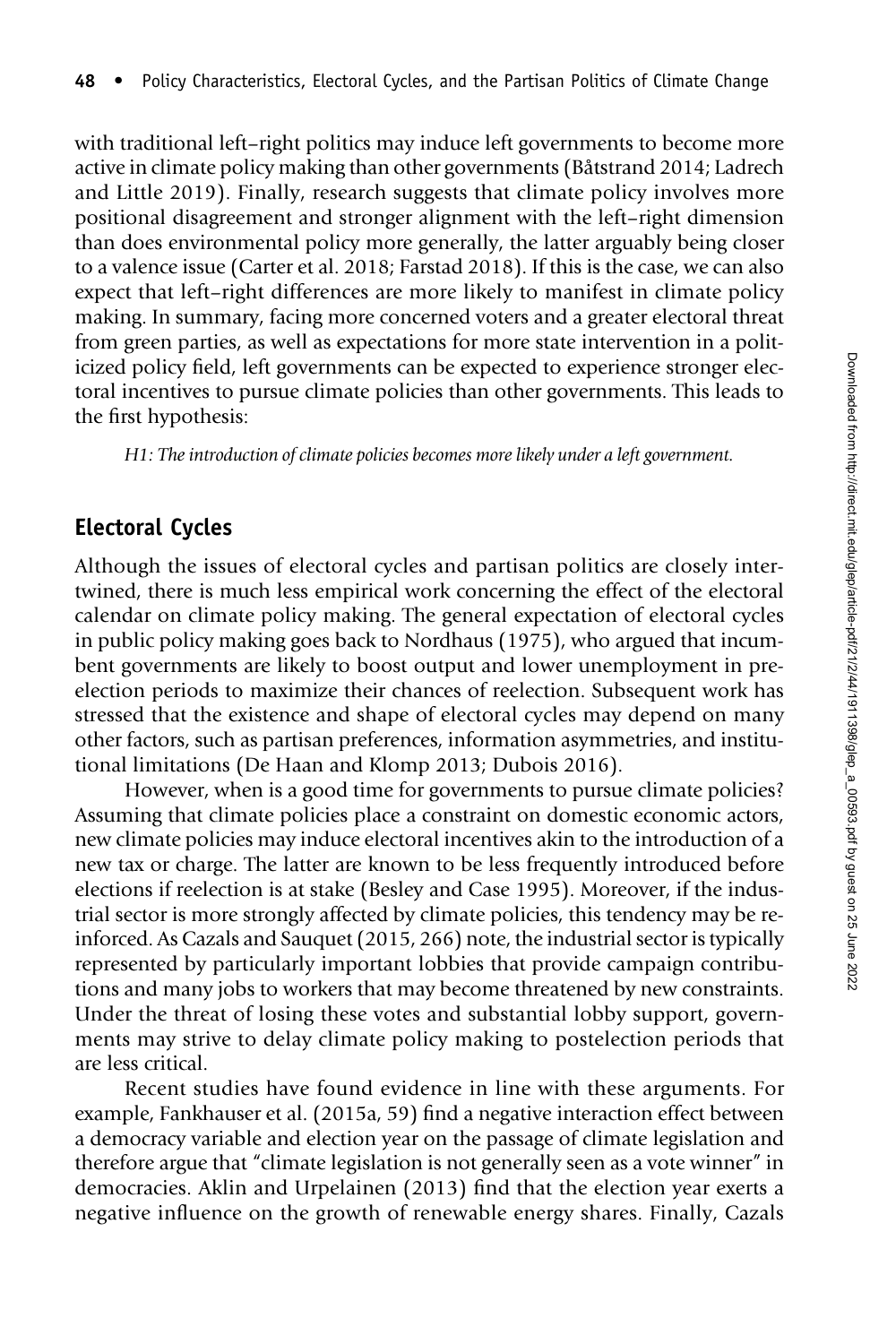with traditional left–right politics may induce left governments to become more active in climate policy making than other governments (Båtstrand 2014; Ladrech and Little 2019). Finally, research suggests that climate policy involves more positional disagreement and stronger alignment with the left–right dimension than does environmental policy more generally, the latter arguably being closer to a valence issue (Carter et al. 2018; Farstad 2018). If this is the case, we can also expect that left–right differences are more likely to manifest in climate policy making. In summary, facing more concerned voters and a greater electoral threat from green parties, as well as expectations for more state intervention in a politicized policy field, left governments can be expected to experience stronger electoral incentives to pursue climate policies than other governments. This leads to the first hypothesis:

*H1: The introduction of climate policies becomes more likely under a left government.*

## Electoral Cycles

Although the issues of electoral cycles and partisan politics are closely intertwined, there is much less empirical work concerning the effect of the electoral calendar on climate policy making. The general expectation of electoral cycles in public policy making goes back to Nordhaus (1975), who argued that incumbent governments are likely to boost output and lower unemployment in preelection periods to maximize their chances of reelection. Subsequent work has stressed that the existence and shape of electoral cycles may depend on many other factors, such as partisan preferences, information asymmetries, and institutional limitations (De Haan and Klomp 2013; Dubois 2016).

However, when is a good time for governments to pursue climate policies? Assuming that climate policies place a constraint on domestic economic actors, new climate policies may induce electoral incentives akin to the introduction of a new tax or charge. The latter are known to be less frequently introduced before elections if reelection is at stake (Besley and Case 1995). Moreover, if the industrial sector is more strongly affected by climate policies, this tendency may be reinforced. As Cazals and Sauquet (2015, 266) note, the industrial sector is typically represented by particularly important lobbies that provide campaign contributions and many jobs to workers that may become threatened by new constraints. Under the threat of losing these votes and substantial lobby support, governments may strive to delay climate policy making to postelection periods that are less critical.

Recent studies have found evidence in line with these arguments. For example, Fankhauser et al. (2015a, 59) find a negative interaction effect between a democracy variable and election year on the passage of climate legislation and therefore argue that "climate legislation is not generally seen as a vote winner" in democracies. Aklin and Urpelainen (2013) find that the election year exerts a negative influence on the growth of renewable energy shares. Finally, Cazals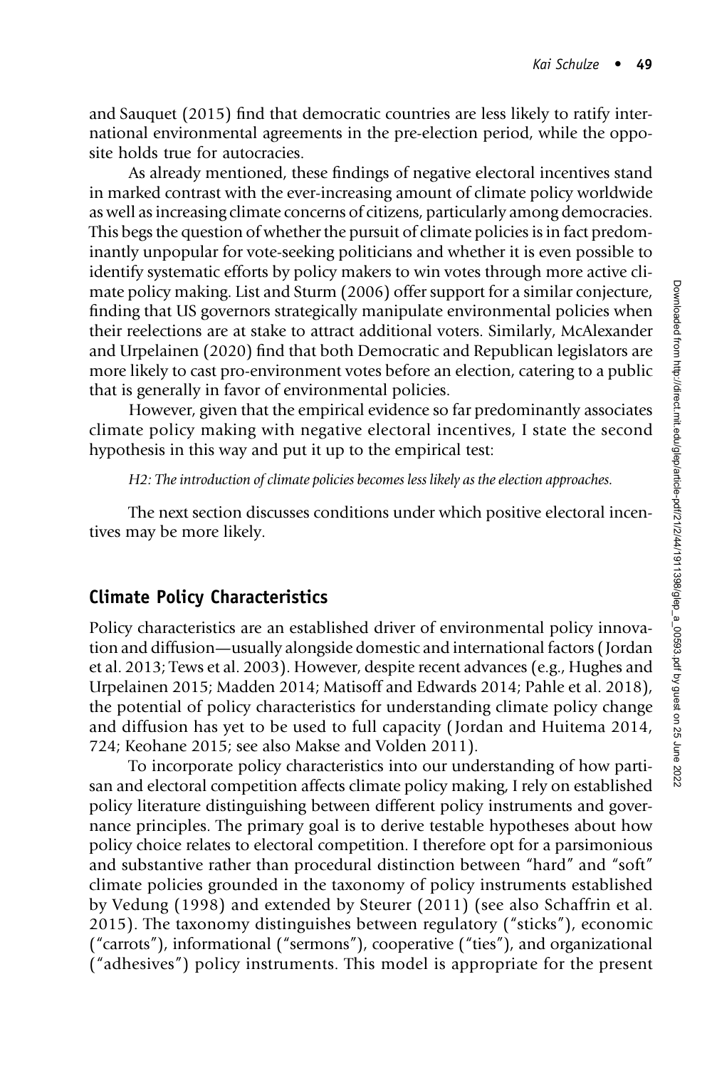and Sauquet (2015) find that democratic countries are less likely to ratify international environmental agreements in the pre-election period, while the opposite holds true for autocracies.

As already mentioned, these findings of negative electoral incentives stand in marked contrast with the ever-increasing amount of climate policy worldwide as well as increasing climate concerns of citizens, particularly among democracies. This begs the question of whether the pursuit of climate policies is in fact predominantly unpopular for vote-seeking politicians and whether it is even possible to identify systematic efforts by policy makers to win votes through more active climate policy making. List and Sturm (2006) offer support for a similar conjecture, finding that US governors strategically manipulate environmental policies when their reelections are at stake to attract additional voters. Similarly, McAlexander and Urpelainen (2020) find that both Democratic and Republican legislators are more likely to cast pro-environment votes before an election, catering to a public that is generally in favor of environmental policies.

However, given that the empirical evidence so far predominantly associates climate policy making with negative electoral incentives, I state the second hypothesis in this way and put it up to the empirical test:

*H2: The introduction of climate policies becomes less likely as the election approaches.*

The next section discusses conditions under which positive electoral incentives may be more likely.

## Climate Policy Characteristics

Policy characteristics are an established driver of environmental policy innovation and diffusion—usually alongside domestic and international factors (Jordan et al. 2013; Tews et al. 2003). However, despite recent advances (e.g., Hughes and Urpelainen 2015; Madden 2014; Matisoff and Edwards 2014; Pahle et al. 2018), the potential of policy characteristics for understanding climate policy change and diffusion has yet to be used to full capacity (Jordan and Huitema 2014, 724; Keohane 2015; see also Makse and Volden 2011).

To incorporate policy characteristics into our understanding of how partisan and electoral competition affects climate policy making, I rely on established policy literature distinguishing between different policy instruments and governance principles. The primary goal is to derive testable hypotheses about how policy choice relates to electoral competition. I therefore opt for a parsimonious and substantive rather than procedural distinction between "hard" and "soft" climate policies grounded in the taxonomy of policy instruments established by Vedung (1998) and extended by Steurer (2011) (see also Schaffrin et al. 2015). The taxonomy distinguishes between regulatory ("sticks"), economic ("carrots"), informational ("sermons"), cooperative ("ties"), and organizational ("adhesives") policy instruments. This model is appropriate for the present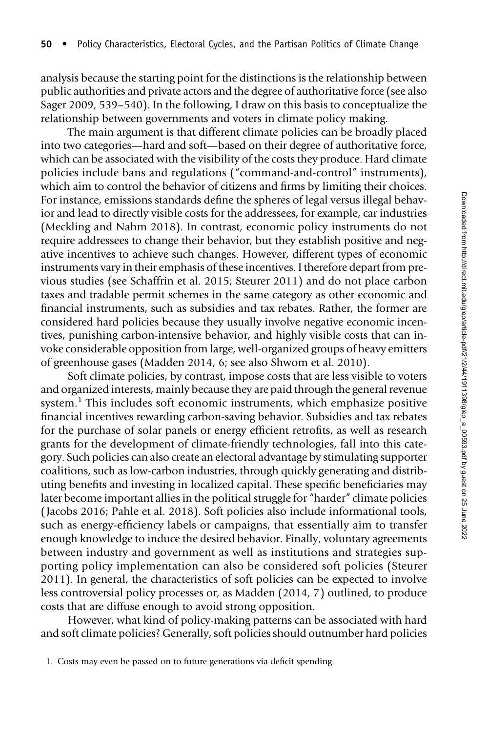analysis because the starting point for the distinctions is the relationship between public authorities and private actors and the degree of authoritative force (see also Sager 2009, 539–540). In the following, I draw on this basis to conceptualize the relationship between governments and voters in climate policy making.

The main argument is that different climate policies can be broadly placed into two categories—hard and soft—based on their degree of authoritative force, which can be associated with the visibility of the costs they produce. Hard climate policies include bans and regulations ("command-and-control" instruments), which aim to control the behavior of citizens and firms by limiting their choices. For instance, emissions standards define the spheres of legal versus illegal behavior and lead to directly visible costs for the addressees, for example, car industries (Meckling and Nahm 2018). In contrast, economic policy instruments do not require addressees to change their behavior, but they establish positive and negative incentives to achieve such changes. However, different types of economic instruments vary in their emphasis of these incentives. I therefore depart from previous studies (see Schaffrin et al. 2015; Steurer 2011) and do not place carbon taxes and tradable permit schemes in the same category as other economic and financial instruments, such as subsidies and tax rebates. Rather, the former are considered hard policies because they usually involve negative economic incentives, punishing carbon-intensive behavior, and highly visible costs that can invoke considerable opposition from large, well-organized groups of heavy emitters of greenhouse gases (Madden 2014, 6; see also Shwom et al. 2010).

Soft climate policies, by contrast, impose costs that are less visible to voters and organized interests, mainly because they are paid through the general revenue system.[1] This includes soft economic instruments, which emphasize positive financial incentives rewarding carbon-saving behavior. Subsidies and tax rebates for the purchase of solar panels or energy efficient retrofits, as well as research grants for the development of climate-friendly technologies, fall into this category. Such policies can also create an electoral advantage by stimulating supporter coalitions, such as low-carbon industries, through quickly generating and distributing benefits and investing in localized capital. These specific beneficiaries may later become important allies in the political struggle for "harder" climate policies (Jacobs 2016; Pahle et al. 2018). Soft policies also include informational tools, such as energy-efficiency labels or campaigns, that essentially aim to transfer enough knowledge to induce the desired behavior. Finally, voluntary agreements between industry and government as well as institutions and strategies supporting policy implementation can also be considered soft policies (Steurer 2011). In general, the characteristics of soft policies can be expected to involve less controversial policy processes or, as Madden (2014, 7) outlined, to produce costs that are diffuse enough to avoid strong opposition.

However, what kind of policy-making patterns can be associated with hard and soft climate policies? Generally, soft policies should outnumber hard policies

1. Costs may even be passed on to future generations via deficit spending.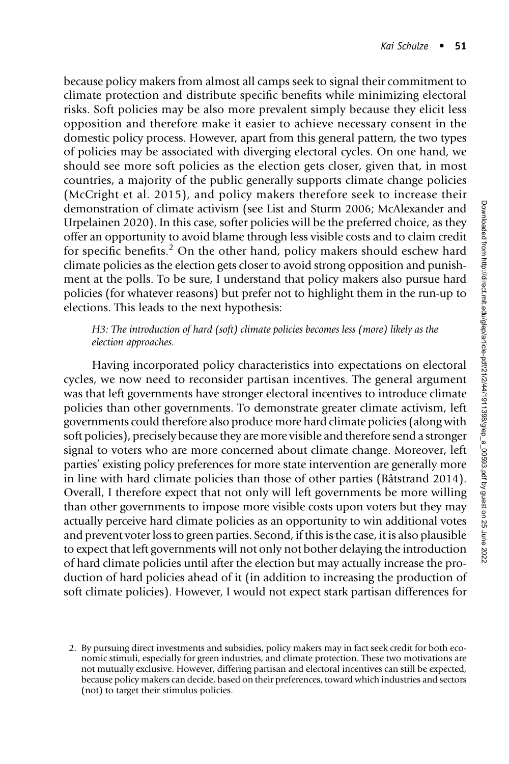because policy makers from almost all camps seek to signal their commitment to climate protection and distribute specific benefits while minimizing electoral risks. Soft policies may be also more prevalent simply because they elicit less opposition and therefore make it easier to achieve necessary consent in the domestic policy process. However, apart from this general pattern, the two types of policies may be associated with diverging electoral cycles. On one hand, we should see more soft policies as the election gets closer, given that, in most countries, a majority of the public generally supports climate change policies (McCright et al. 2015), and policy makers therefore seek to increase their demonstration of climate activism (see List and Sturm 2006; McAlexander and Urpelainen 2020). In this case, softer policies will be the preferred choice, as they offer an opportunity to avoid blame through less visible costs and to claim credit for specific benefits.[2] On the other hand, policy makers should eschew hard climate policies as the election gets closer to avoid strong opposition and punishment at the polls. To be sure, I understand that policy makers also pursue hard policies (for whatever reasons) but prefer not to highlight them in the run-up to elections. This leads to the next hypothesis:

> *H3: The introduction of hard (soft) climate policies becomes less (more) likely as the election approaches.*

Having incorporated policy characteristics into expectations on electoral cycles, we now need to reconsider partisan incentives. The general argument was that left governments have stronger electoral incentives to introduce climate policies than other governments. To demonstrate greater climate activism, left governments could therefore also produce more hard climate policies (along with soft policies), precisely because they are more visible and therefore send a stronger signal to voters who are more concerned about climate change. Moreover, left parties' existing policy preferences for more state intervention are generally more in line with hard climate policies than those of other parties (Båtstrand 2014). Overall, I therefore expect that not only will left governments be more willing than other governments to impose more visible costs upon voters but they may actually perceive hard climate policies as an opportunity to win additional votes and prevent voter loss to green parties. Second, if this is the case, it is also plausible to expect that left governments will not only not bother delaying the introduction of hard climate policies until after the election but may actually increase the production of hard policies ahead of it (in addition to increasing the production of soft climate policies). However, I would not expect stark partisan differences for

2. By pursuing direct investments and subsidies, policy makers may in fact seek credit for both economic stimuli, especially for green industries, and climate protection. These two motivations are not mutually exclusive. However, differing partisan and electoral incentives can still be expected, because policy makers can decide, based on their preferences, toward which industries and sectors (not) to target their stimulus policies.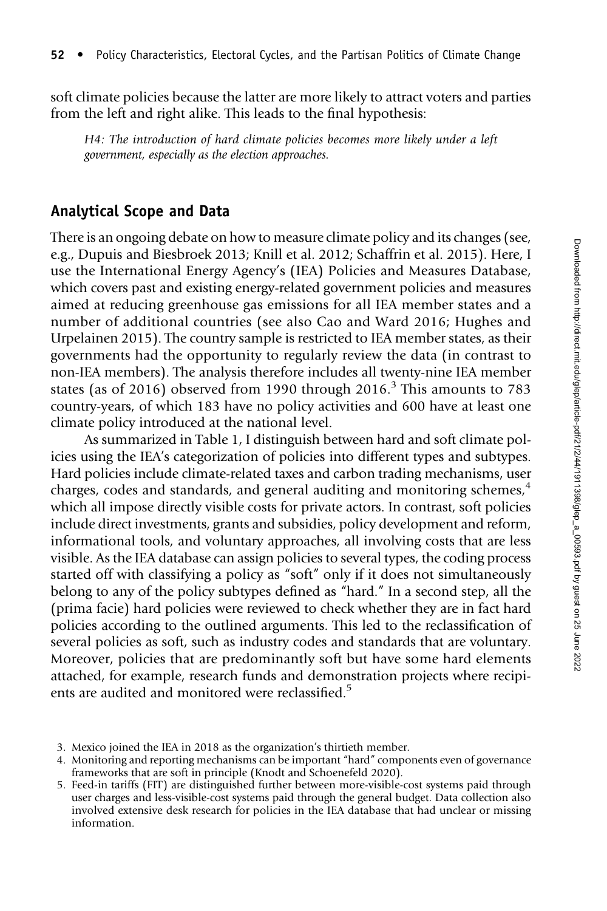soft climate policies because the latter are more likely to attract voters and parties from the left and right alike. This leads to the final hypothesis:

> *H4: The introduction of hard climate policies becomes more likely under a left government, especially as the election approaches.*

## Analytical Scope and Data

There is an ongoing debate on how to measure climate policy and its changes (see, e.g., Dupuis and Biesbroek 2013; Knill et al. 2012; Schaffrin et al. 2015). Here, I use the International Energy Agency's (IEA) Policies and Measures Database, which covers past and existing energy-related government policies and measures aimed at reducing greenhouse gas emissions for all IEA member states and a number of additional countries (see also Cao and Ward 2016; Hughes and Urpelainen 2015). The country sample is restricted to IEA member states, as their governments had the opportunity to regularly review the data (in contrast to non-IEA members). The analysis therefore includes all twenty-nine IEA member states (as of 2016) observed from 1990 through 2016.[3] This amounts to 783 country-years, of which 183 have no policy activities and 600 have at least one climate policy introduced at the national level.

As summarized in Table 1, I distinguish between hard and soft climate policies using the IEA's categorization of policies into different types and subtypes. Hard policies include climate-related taxes and carbon trading mechanisms, user charges, codes and standards, and general auditing and monitoring schemes,[4] which all impose directly visible costs for private actors. In contrast, soft policies include direct investments, grants and subsidies, policy development and reform, informational tools, and voluntary approaches, all involving costs that are less visible. As the IEA database can assign policies to several types, the coding process started off with classifying a policy as "soft" only if it does not simultaneously belong to any of the policy subtypes defined as "hard." In a second step, all the (prima facie) hard policies were reviewed to check whether they are in fact hard policies according to the outlined arguments. This led to the reclassification of several policies as soft, such as industry codes and standards that are voluntary. Moreover, policies that are predominantly soft but have some hard elements attached, for example, research funds and demonstration projects where recipients are audited and monitored were reclassified.[5]

3. Mexico joined the IEA in 2018 as the organization's thirtieth member.
4. Monitoring and reporting mechanisms can be important "hard" components even of governance frameworks that are soft in principle (Knodt and Schoenefeld 2020).
5. Feed-in tariffs (FIT) are distinguished further between more-visible-cost systems paid through user charges and less-visible-cost systems paid through the general budget. Data collection also involved extensive desk research for policies in the IEA database that had unclear or missing information.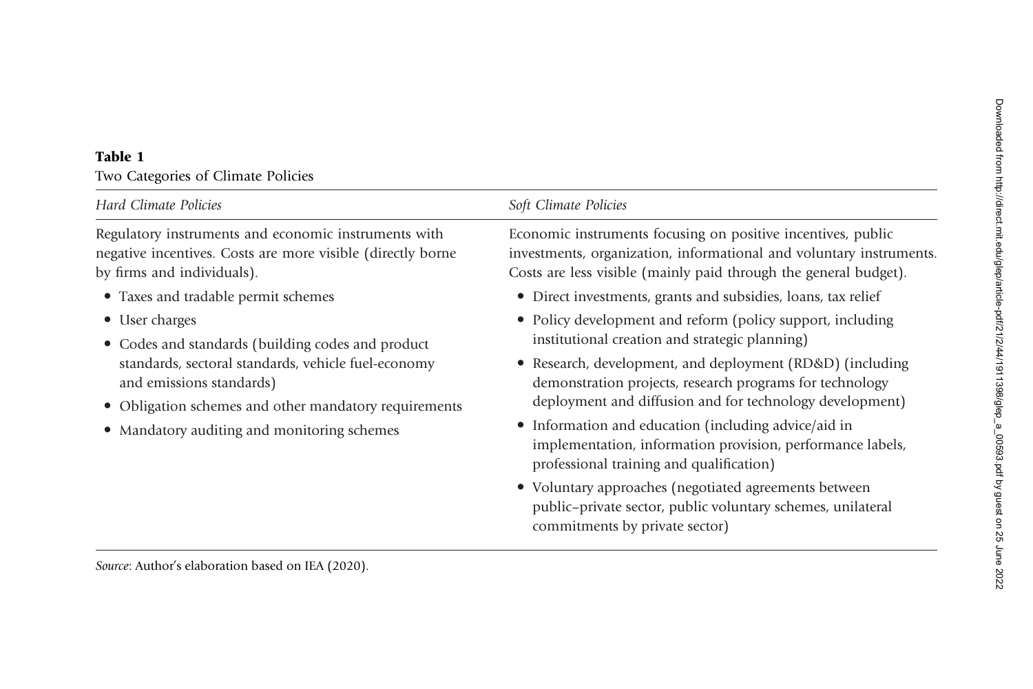**Table 1**
Two Categories of Climate Policies

| *Hard Climate Policies* | *Soft Climate Policies* |
|---|---|
| Regulatory instruments and economic instruments with negative incentives. Costs are more visible (directly borne by firms and individuals).<br>• Taxes and tradable permit schemes<br>• User charges<br>• Codes and standards (building codes and product standards, sectoral standards, vehicle fuel-economy and emissions standards)<br>• Obligation schemes and other mandatory requirements<br>• Mandatory auditing and monitoring schemes | Economic instruments focusing on positive incentives, public investments, organization, informational and voluntary instruments. Costs are less visible (mainly paid through the general budget).<br>• Direct investments, grants and subsidies, loans, tax relief<br>• Policy development and reform (policy support, including institutional creation and strategic planning)<br>• Research, development, and deployment (RD&D) (including demonstration projects, research programs for technology deployment and diffusion and for technology development)<br>• Information and education (including advice/aid in implementation, information provision, performance labels, professional training and qualification)<br>• Voluntary approaches (negotiated agreements between public–private sector, public voluntary schemes, unilateral commitments by private sector) |

*Source*: Author's elaboration based on IEA (2020).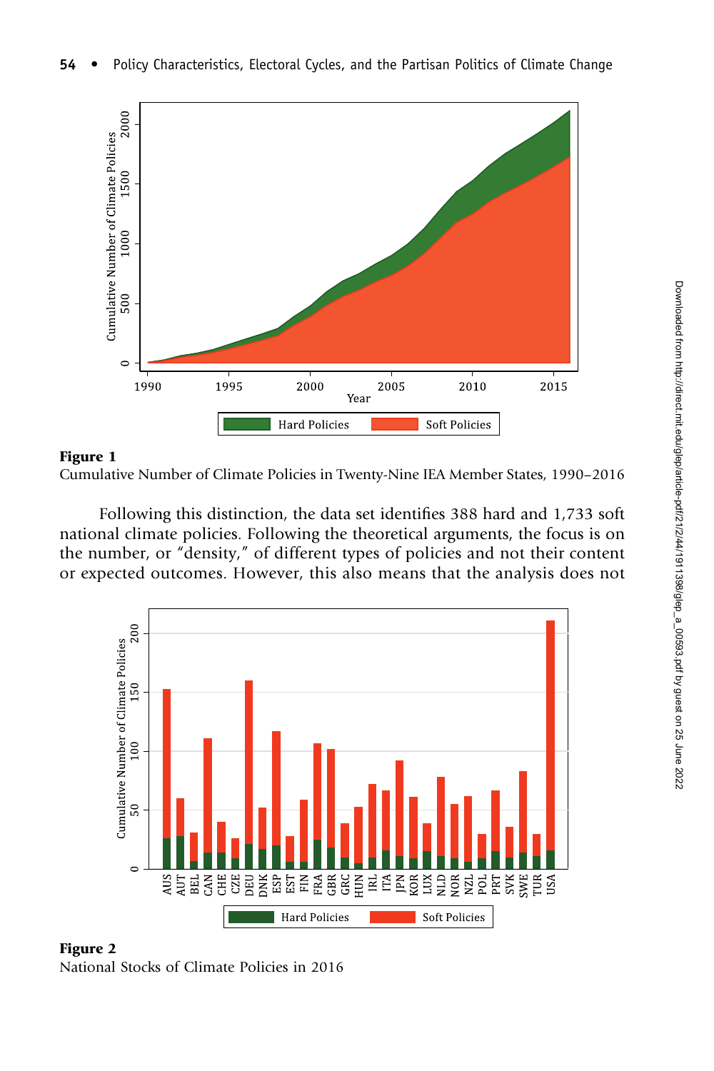**Figure 1**
Cumulative Number of Climate Policies in Twenty-Nine IEA Member States, 1990–2016

Following this distinction, the data set identifies 388 hard and 1,733 soft national climate policies. Following the theoretical arguments, the focus is on the number, or "density," of different types of policies and not their content or expected outcomes. However, this also means that the analysis does not

**Figure 2**
National Stocks of Climate Policies in 2016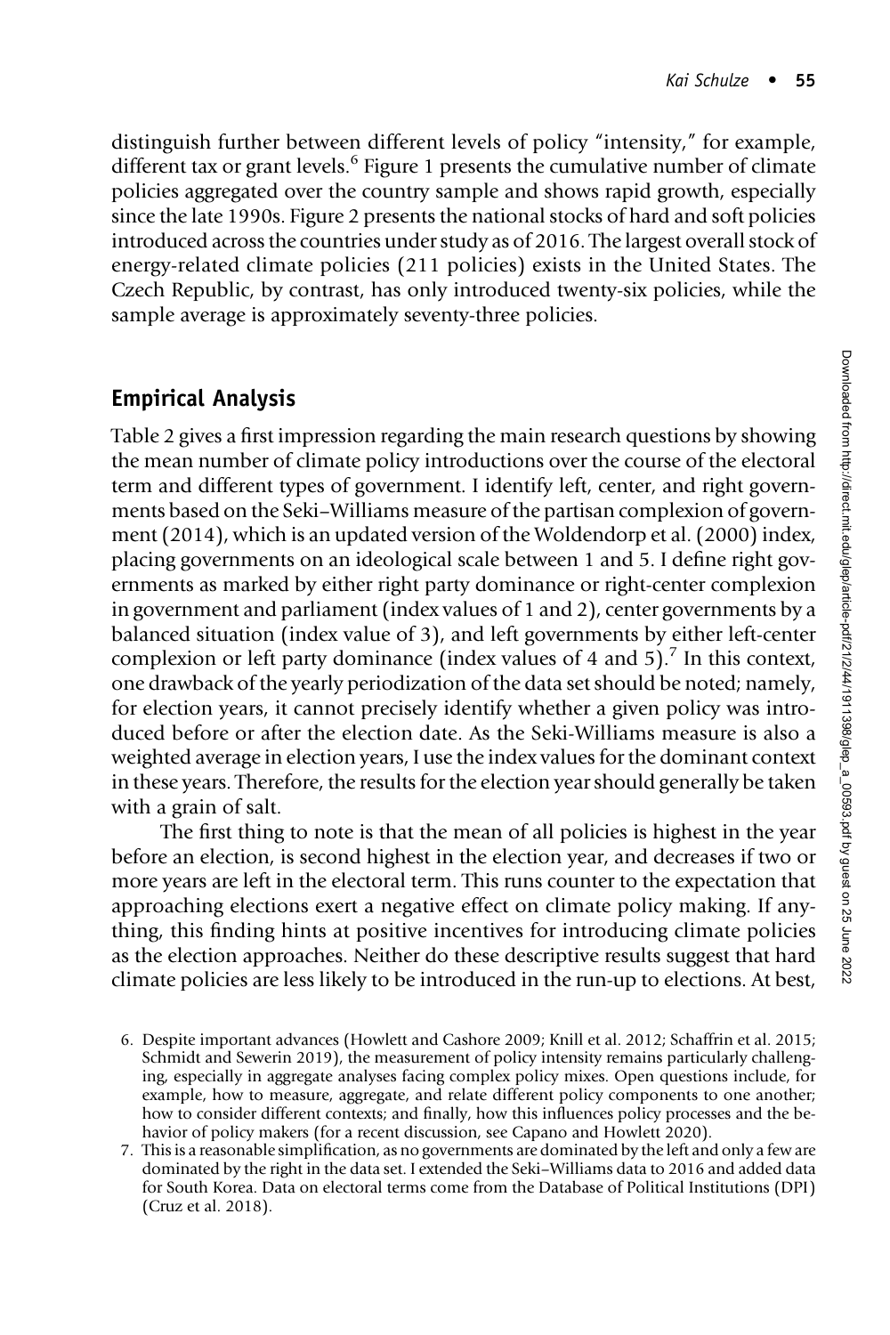distinguish further between different levels of policy "intensity," for example, different tax or grant levels.[6] Figure 1 presents the cumulative number of climate policies aggregated over the country sample and shows rapid growth, especially since the late 1990s. Figure 2 presents the national stocks of hard and soft policies introduced across the countries under study as of 2016. The largest overall stock of energy-related climate policies (211 policies) exists in the United States. The Czech Republic, by contrast, has only introduced twenty-six policies, while the sample average is approximately seventy-three policies.

## Empirical Analysis

Table 2 gives a first impression regarding the main research questions by showing the mean number of climate policy introductions over the course of the electoral term and different types of government. I identify left, center, and right governments based on the Seki–Williams measure of the partisan complexion of government (2014), which is an updated version of the Woldendorp et al. (2000) index, placing governments on an ideological scale between 1 and 5. I define right governments as marked by either right party dominance or right-center complexion in government and parliament (index values of 1 and 2), center governments by a balanced situation (index value of 3), and left governments by either left-center complexion or left party dominance (index values of 4 and 5).[7] In this context, one drawback of the yearly periodization of the data set should be noted; namely, for election years, it cannot precisely identify whether a given policy was introduced before or after the election date. As the Seki-Williams measure is also a weighted average in election years, I use the index values for the dominant context in these years. Therefore, the results for the election year should generally be taken with a grain of salt.

The first thing to note is that the mean of all policies is highest in the year before an election, is second highest in the election year, and decreases if two or more years are left in the electoral term. This runs counter to the expectation that approaching elections exert a negative effect on climate policy making. If anything, this finding hints at positive incentives for introducing climate policies as the election approaches. Neither do these descriptive results suggest that hard climate policies are less likely to be introduced in the run-up to elections. At best,

6. Despite important advances (Howlett and Cashore 2009; Knill et al. 2012; Schaffrin et al. 2015; Schmidt and Sewerin 2019), the measurement of policy intensity remains particularly challenging, especially in aggregate analyses facing complex policy mixes. Open questions include, for example, how to measure, aggregate, and relate different policy components to one another; how to consider different contexts; and finally, how this influences policy processes and the behavior of policy makers (for a recent discussion, see Capano and Howlett 2020).

7. This is a reasonable simplification, as no governments are dominated by the left and only a few are dominated by the right in the data set. I extended the Seki–Williams data to 2016 and added data for South Korea. Data on electoral terms come from the Database of Political Institutions (DPI) (Cruz et al. 2018).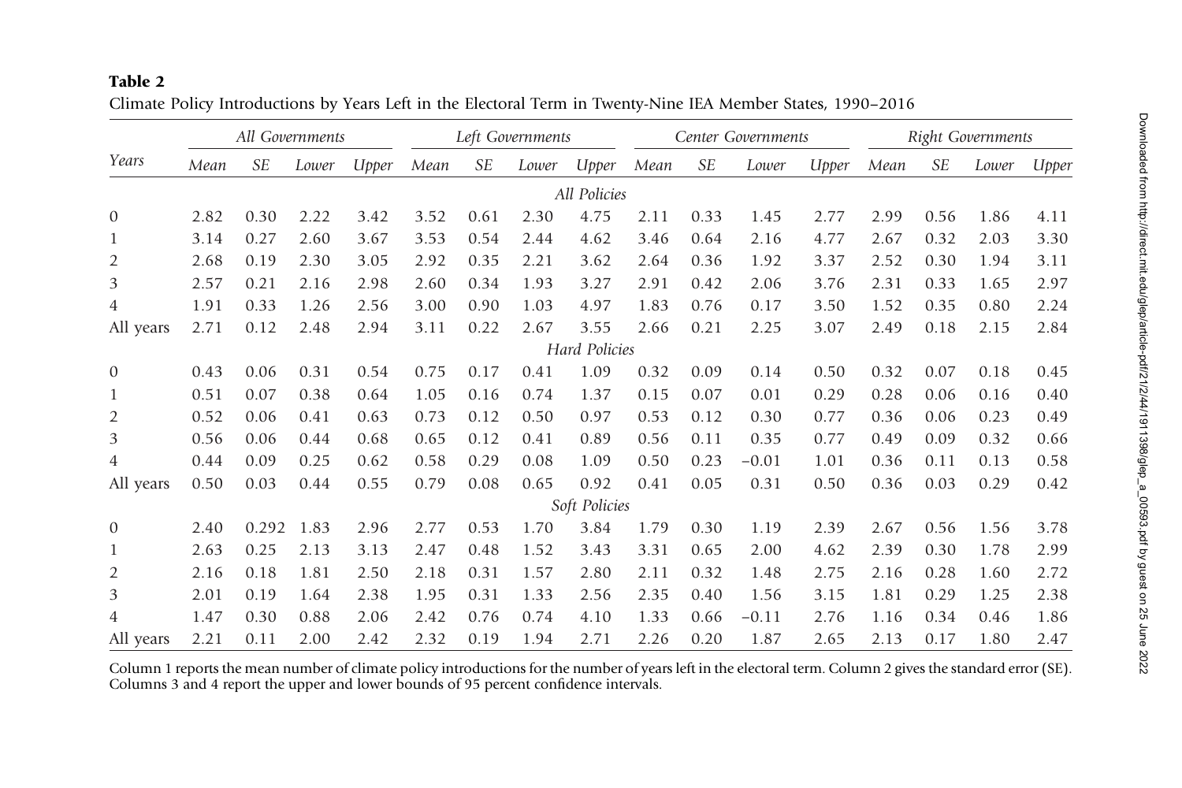**Table 2**

Climate Policy Introductions by Years Left in the Electoral Term in Twenty-Nine IEA Member States, 1990–2016

| Years | All Governments | | | | Left Governments | | | | Center Governments | | | | Right Governments | | | |
|---|---|---|---|---|---|---|---|---|---|---|---|---|---|---|---|---|
| | *Mean* | *SE* | *Lower* | *Upper* | *Mean* | *SE* | *Lower* | *Upper* | *Mean* | *SE* | *Lower* | *Upper* | *Mean* | *SE* | *Lower* | *Upper* |
| | | | | | | | | *All Policies* | | | | | | | | |
| 0 | 2.82 | 0.30 | 2.22 | 3.42 | 3.52 | 0.61 | 2.30 | 4.75 | 2.11 | 0.33 | 1.45 | 2.77 | 2.99 | 0.56 | 1.86 | 4.11 |
| 1 | 3.14 | 0.27 | 2.60 | 3.67 | 3.53 | 0.54 | 2.44 | 4.62 | 3.46 | 0.64 | 2.16 | 4.77 | 2.67 | 0.32 | 2.03 | 3.30 |
| 2 | 2.68 | 0.19 | 2.30 | 3.05 | 2.92 | 0.35 | 2.21 | 3.62 | 2.64 | 0.36 | 1.92 | 3.37 | 2.52 | 0.30 | 1.94 | 3.11 |
| 3 | 2.57 | 0.21 | 2.16 | 2.98 | 2.60 | 0.34 | 1.93 | 3.27 | 2.91 | 0.42 | 2.06 | 3.76 | 2.31 | 0.33 | 1.65 | 2.97 |
| 4 | 1.91 | 0.33 | 1.26 | 2.56 | 3.00 | 0.90 | 1.03 | 4.97 | 1.83 | 0.76 | 0.17 | 3.50 | 1.52 | 0.35 | 0.80 | 2.24 |
| All years | 2.71 | 0.12 | 2.48 | 2.94 | 3.11 | 0.22 | 2.67 | 3.55 | 2.66 | 0.21 | 2.25 | 3.07 | 2.49 | 0.18 | 2.15 | 2.84 |
| | | | | | | | | *Hard Policies* | | | | | | | | |
| 0 | 0.43 | 0.06 | 0.31 | 0.54 | 0.75 | 0.17 | 0.41 | 1.09 | 0.32 | 0.09 | 0.14 | 0.50 | 0.32 | 0.07 | 0.18 | 0.45 |
| 1 | 0.51 | 0.07 | 0.38 | 0.64 | 1.05 | 0.16 | 0.74 | 1.37 | 0.15 | 0.07 | 0.01 | 0.29 | 0.28 | 0.06 | 0.16 | 0.40 |
| 2 | 0.52 | 0.06 | 0.41 | 0.63 | 0.73 | 0.12 | 0.50 | 0.97 | 0.53 | 0.12 | 0.30 | 0.77 | 0.36 | 0.06 | 0.23 | 0.49 |
| 3 | 0.56 | 0.06 | 0.44 | 0.68 | 0.65 | 0.12 | 0.41 | 0.89 | 0.56 | 0.11 | 0.35 | 0.77 | 0.49 | 0.09 | 0.32 | 0.66 |
| 4 | 0.44 | 0.09 | 0.25 | 0.62 | 0.58 | 0.29 | 0.08 | 1.09 | 0.50 | 0.23 | −0.01 | 1.01 | 0.36 | 0.11 | 0.13 | 0.58 |
| All years | 0.50 | 0.03 | 0.44 | 0.55 | 0.79 | 0.08 | 0.65 | 0.92 | 0.41 | 0.05 | 0.31 | 0.50 | 0.36 | 0.03 | 0.29 | 0.42 |
| | | | | | | | | *Soft Policies* | | | | | | | | |
| 0 | 2.40 | 0.292 | 1.83 | 2.96 | 2.77 | 0.53 | 1.70 | 3.84 | 1.79 | 0.30 | 1.19 | 2.39 | 2.67 | 0.56 | 1.56 | 3.78 |
| 1 | 2.63 | 0.25 | 2.13 | 3.13 | 2.47 | 0.48 | 1.52 | 3.43 | 3.31 | 0.65 | 2.00 | 4.62 | 2.39 | 0.30 | 1.78 | 2.99 |
| 2 | 2.16 | 0.18 | 1.81 | 2.50 | 2.18 | 0.31 | 1.57 | 2.80 | 2.11 | 0.32 | 1.48 | 2.75 | 2.16 | 0.28 | 1.60 | 2.72 |
| 3 | 2.01 | 0.19 | 1.64 | 2.38 | 1.95 | 0.31 | 1.33 | 2.56 | 2.35 | 0.40 | 1.56 | 3.15 | 1.81 | 0.29 | 1.25 | 2.38 |
| 4 | 1.47 | 0.30 | 0.88 | 2.06 | 2.42 | 0.76 | 0.74 | 4.10 | 1.33 | 0.66 | −0.11 | 2.76 | 1.16 | 0.34 | 0.46 | 1.86 |
| All years | 2.21 | 0.11 | 2.00 | 2.42 | 2.32 | 0.19 | 1.94 | 2.71 | 2.26 | 0.20 | 1.87 | 2.65 | 2.13 | 0.17 | 1.80 | 2.47 |

Column 1 reports the mean number of climate policy introductions for the number of years left in the electoral term. Column 2 gives the standard error (SE). Columns 3 and 4 report the upper and lower bounds of 95 percent confidence intervals.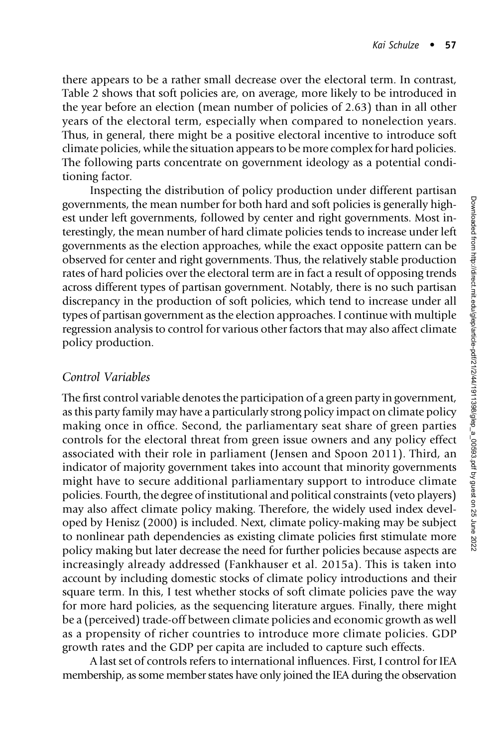there appears to be a rather small decrease over the electoral term. In contrast, Table 2 shows that soft policies are, on average, more likely to be introduced in the year before an election (mean number of policies of 2.63) than in all other years of the electoral term, especially when compared to nonelection years. Thus, in general, there might be a positive electoral incentive to introduce soft climate policies, while the situation appears to be more complex for hard policies. The following parts concentrate on government ideology as a potential conditioning factor.

Inspecting the distribution of policy production under different partisan governments, the mean number for both hard and soft policies is generally highest under left governments, followed by center and right governments. Most interestingly, the mean number of hard climate policies tends to increase under left governments as the election approaches, while the exact opposite pattern can be observed for center and right governments. Thus, the relatively stable production rates of hard policies over the electoral term are in fact a result of opposing trends across different types of partisan government. Notably, there is no such partisan discrepancy in the production of soft policies, which tend to increase under all types of partisan government as the election approaches. I continue with multiple regression analysis to control for various other factors that may also affect climate policy production.

### *Control Variables*

The first control variable denotes the participation of a green party in government, as this party family may have a particularly strong policy impact on climate policy making once in office. Second, the parliamentary seat share of green parties controls for the electoral threat from green issue owners and any policy effect associated with their role in parliament (Jensen and Spoon 2011). Third, an indicator of majority government takes into account that minority governments might have to secure additional parliamentary support to introduce climate policies. Fourth, the degree of institutional and political constraints (veto players) may also affect climate policy making. Therefore, the widely used index developed by Henisz (2000) is included. Next, climate policy-making may be subject to nonlinear path dependencies as existing climate policies first stimulate more policy making but later decrease the need for further policies because aspects are increasingly already addressed (Fankhauser et al. 2015a). This is taken into account by including domestic stocks of climate policy introductions and their square term. In this, I test whether stocks of soft climate policies pave the way for more hard policies, as the sequencing literature argues. Finally, there might be a (perceived) trade-off between climate policies and economic growth as well as a propensity of richer countries to introduce more climate policies. GDP growth rates and the GDP per capita are included to capture such effects.

A last set of controls refers to international influences. First, I control for IEA membership, as some member states have only joined the IEA during the observation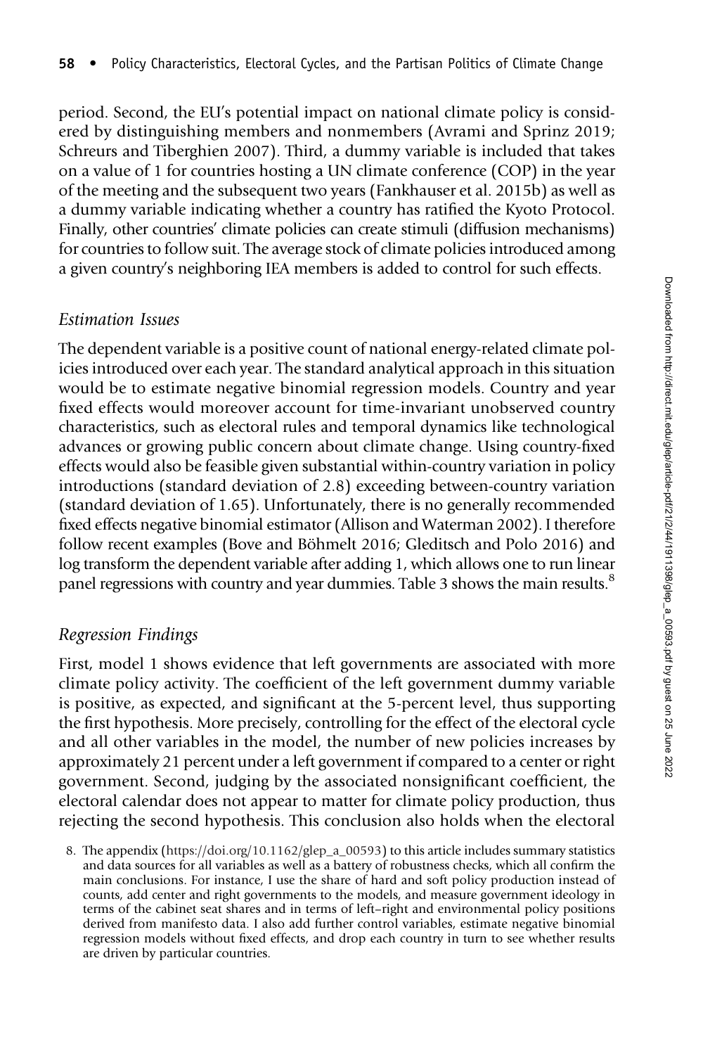period. Second, the EU's potential impact on national climate policy is considered by distinguishing members and nonmembers (Avrami and Sprinz 2019; Schreurs and Tiberghien 2007). Third, a dummy variable is included that takes on a value of 1 for countries hosting a UN climate conference (COP) in the year of the meeting and the subsequent two years (Fankhauser et al. 2015b) as well as a dummy variable indicating whether a country has ratified the Kyoto Protocol. Finally, other countries' climate policies can create stimuli (diffusion mechanisms) for countries to follow suit. The average stock of climate policies introduced among a given country's neighboring IEA members is added to control for such effects.

### *Estimation Issues*

The dependent variable is a positive count of national energy-related climate policies introduced over each year. The standard analytical approach in this situation would be to estimate negative binomial regression models. Country and year fixed effects would moreover account for time-invariant unobserved country characteristics, such as electoral rules and temporal dynamics like technological advances or growing public concern about climate change. Using country-fixed effects would also be feasible given substantial within-country variation in policy introductions (standard deviation of 2.8) exceeding between-country variation (standard deviation of 1.65). Unfortunately, there is no generally recommended fixed effects negative binomial estimator (Allison and Waterman 2002). I therefore follow recent examples (Bove and Böhmelt 2016; Gleditsch and Polo 2016) and log transform the dependent variable after adding 1, which allows one to run linear panel regressions with country and year dummies. Table 3 shows the main results.[8]

### *Regression Findings*

First, model 1 shows evidence that left governments are associated with more climate policy activity. The coefficient of the left government dummy variable is positive, as expected, and significant at the 5-percent level, thus supporting the first hypothesis. More precisely, controlling for the effect of the electoral cycle and all other variables in the model, the number of new policies increases by approximately 21 percent under a left government if compared to a center or right government. Second, judging by the associated nonsignificant coefficient, the electoral calendar does not appear to matter for climate policy production, thus rejecting the second hypothesis. This conclusion also holds when the electoral

8. The appendix (https://doi.org/10.1162/glep_a_00593) to this article includes summary statistics and data sources for all variables as well as a battery of robustness checks, which all confirm the main conclusions. For instance, I use the share of hard and soft policy production instead of counts, add center and right governments to the models, and measure government ideology in terms of the cabinet seat shares and in terms of left–right and environmental policy positions derived from manifesto data. I also add further control variables, estimate negative binomial regression models without fixed effects, and drop each country in turn to see whether results are driven by particular countries.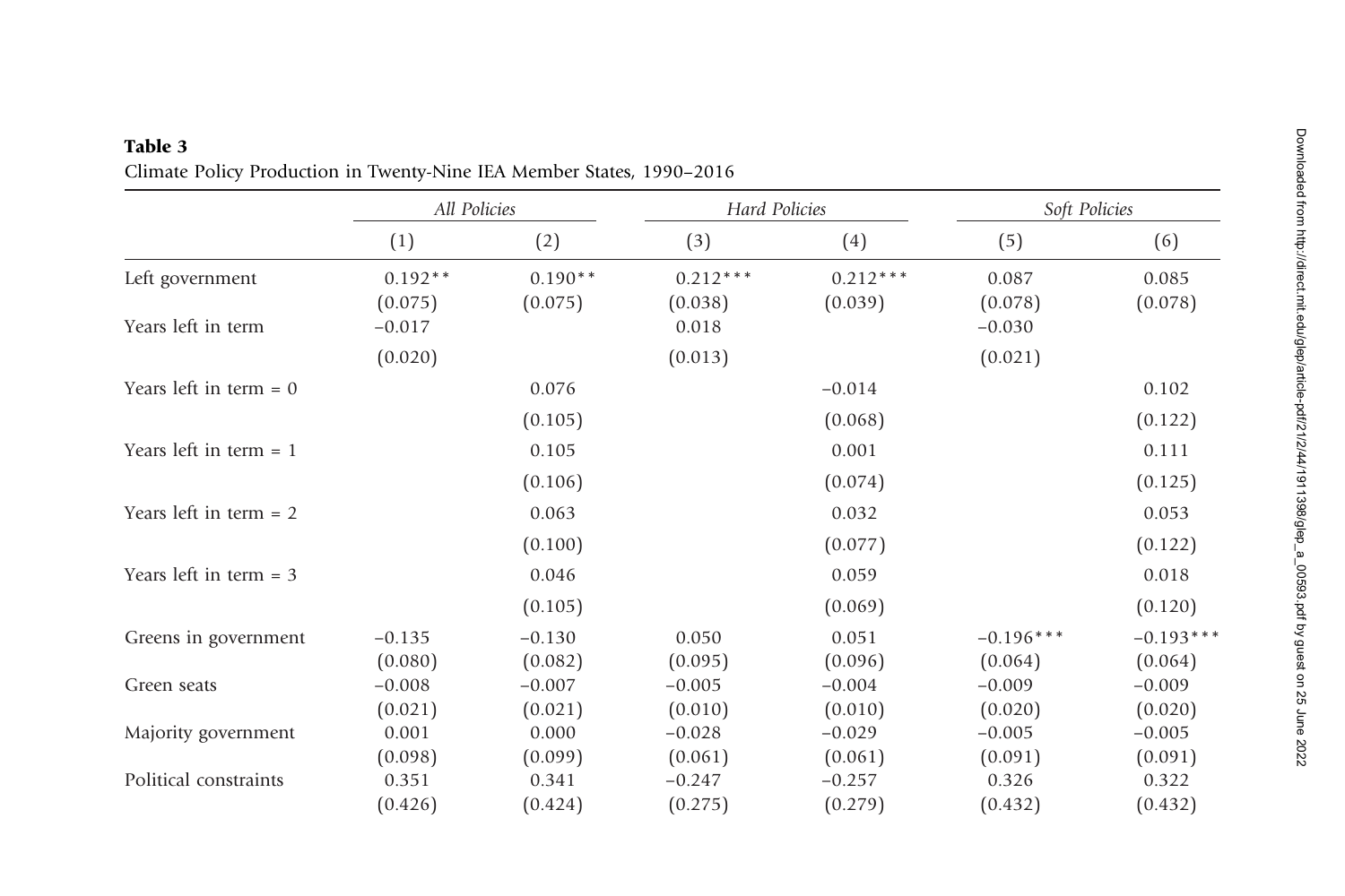**Table 3**
Climate Policy Production in Twenty-Nine IEA Member States, 1990–2016

| | *All Policies* | | *Hard Policies* | | *Soft Policies* | |
|---|---|---|---|---|---|---|
| | (1) | (2) | (3) | (4) | (5) | (6) |
| Left government | 0.192** | 0.190** | 0.212*** | 0.212*** | 0.087 | 0.085 |
| | (0.075) | (0.075) | (0.038) | (0.039) | (0.078) | (0.078) |
| Years left in term | −0.017 | | 0.018 | | −0.030 | |
| | (0.020) | | (0.013) | | (0.021) | |
| Years left in term = 0 | | 0.076 | | −0.014 | | 0.102 |
| | | (0.105) | | (0.068) | | (0.122) |
| Years left in term = 1 | | 0.105 | | 0.001 | | 0.111 |
| | | (0.106) | | (0.074) | | (0.125) |
| Years left in term = 2 | | 0.063 | | 0.032 | | 0.053 |
| | | (0.100) | | (0.077) | | (0.122) |
| Years left in term = 3 | | 0.046 | | 0.059 | | 0.018 |
| | | (0.105) | | (0.069) | | (0.120) |
| Greens in government | −0.135 | −0.130 | 0.050 | 0.051 | −0.196*** | −0.193*** |
| | (0.080) | (0.082) | (0.095) | (0.096) | (0.064) | (0.064) |
| Green seats | −0.008 | −0.007 | −0.005 | −0.004 | −0.009 | −0.009 |
| | (0.021) | (0.021) | (0.010) | (0.010) | (0.020) | (0.020) |
| Majority government | 0.001 | 0.000 | −0.028 | −0.029 | −0.005 | −0.005 |
| | (0.098) | (0.099) | (0.061) | (0.061) | (0.091) | (0.091) |
| Political constraints | 0.351 | 0.341 | −0.247 | −0.257 | 0.326 | 0.322 |
| | (0.426) | (0.424) | (0.275) | (0.279) | (0.432) | (0.432) |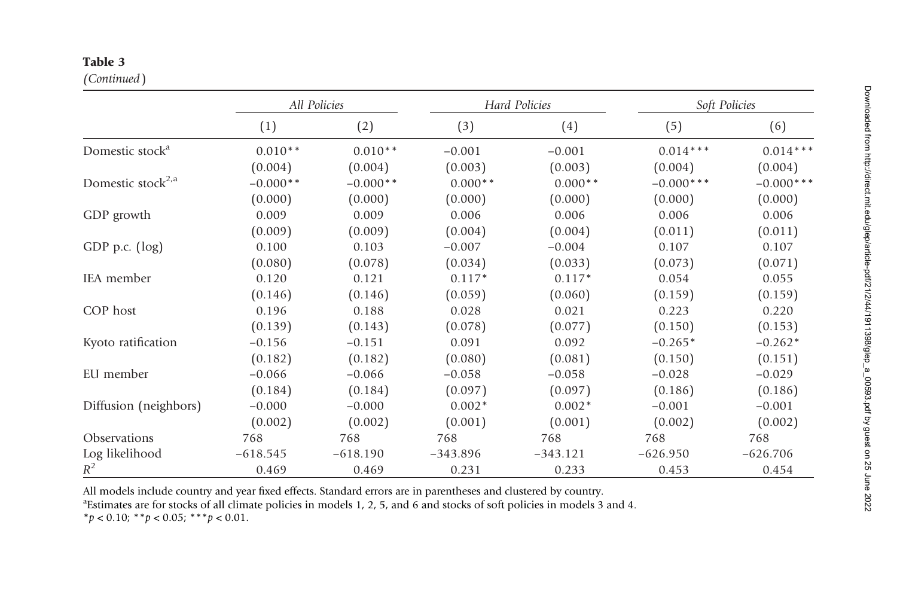**Table 3**

*(Continued)*

| | *All Policies* | | *Hard Policies* | | *Soft Policies* | |
|---|---|---|---|---|---|---|
| | (1) | (2) | (3) | (4) | (5) | (6) |
| Domestic stock[a] | 0.010** | 0.010** | −0.001 | −0.001 | 0.014*** | 0.014*** |
| | (0.004) | (0.004) | (0.003) | (0.003) | (0.004) | (0.004) |
| Domestic stock[2,a] | −0.000** | −0.000** | 0.000** | 0.000** | −0.000*** | −0.000*** |
| | (0.000) | (0.000) | (0.000) | (0.000) | (0.000) | (0.000) |
| GDP growth | 0.009 | 0.009 | 0.006 | 0.006 | 0.006 | 0.006 |
| | (0.009) | (0.009) | (0.004) | (0.004) | (0.011) | (0.011) |
| GDP p.c. (log) | 0.100 | 0.103 | −0.007 | −0.004 | 0.107 | 0.107 |
| | (0.080) | (0.078) | (0.034) | (0.033) | (0.073) | (0.071) |
| IEA member | 0.120 | 0.121 | 0.117* | 0.117* | 0.054 | 0.055 |
| | (0.146) | (0.146) | (0.059) | (0.060) | (0.159) | (0.159) |
| COP host | 0.196 | 0.188 | 0.028 | 0.021 | 0.223 | 0.220 |
| | (0.139) | (0.143) | (0.078) | (0.077) | (0.150) | (0.153) |
| Kyoto ratification | −0.156 | −0.151 | 0.091 | 0.092 | −0.265* | −0.262* |
| | (0.182) | (0.182) | (0.080) | (0.081) | (0.150) | (0.151) |
| EU member | −0.066 | −0.066 | −0.058 | −0.058 | −0.028 | −0.029 |
| | (0.184) | (0.184) | (0.097) | (0.097) | (0.186) | (0.186) |
| Diffusion (neighbors) | −0.000 | −0.000 | 0.002* | 0.002* | −0.001 | −0.001 |
| | (0.002) | (0.002) | (0.001) | (0.001) | (0.002) | (0.002) |
| Observations | 768 | 768 | 768 | 768 | 768 | 768 |
| Log likelihood | −618.545 | −618.190 | −343.896 | −343.121 | −626.950 | −626.706 |
| $R^2$ | 0.469 | 0.469 | 0.231 | 0.233 | 0.453 | 0.454 |

All models include country and year fixed effects. Standard errors are in parentheses and clustered by country.

[a]Estimates are for stocks of all climate policies in models 1, 2, 5, and 6 and stocks of soft policies in models 3 and 4.

$*p < 0.10$; $**p < 0.05$; $***p < 0.01$.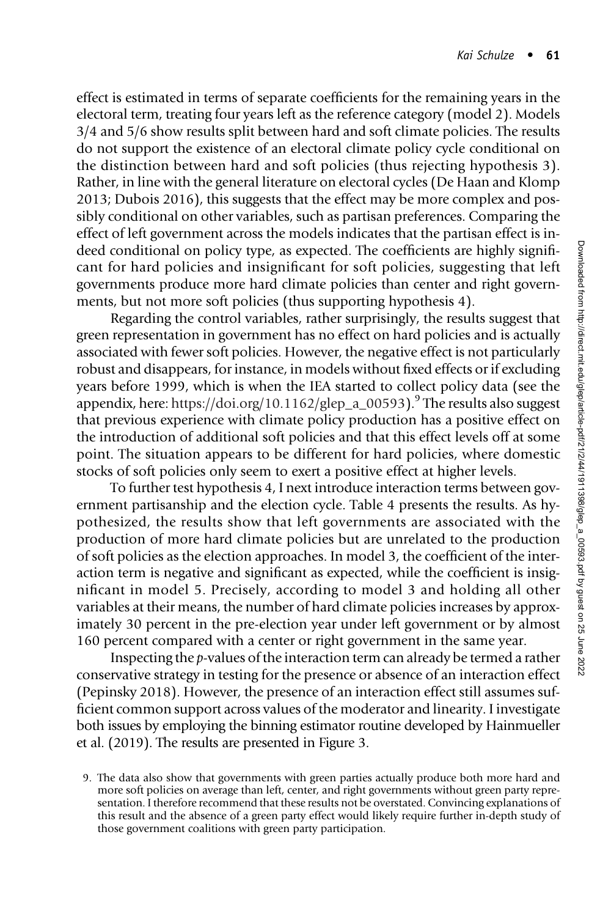effect is estimated in terms of separate coefficients for the remaining years in the electoral term, treating four years left as the reference category (model 2). Models 3/4 and 5/6 show results split between hard and soft climate policies. The results do not support the existence of an electoral climate policy cycle conditional on the distinction between hard and soft policies (thus rejecting hypothesis 3). Rather, in line with the general literature on electoral cycles (De Haan and Klomp 2013; Dubois 2016), this suggests that the effect may be more complex and possibly conditional on other variables, such as partisan preferences. Comparing the effect of left government across the models indicates that the partisan effect is indeed conditional on policy type, as expected. The coefficients are highly significant for hard policies and insignificant for soft policies, suggesting that left governments produce more hard climate policies than center and right governments, but not more soft policies (thus supporting hypothesis 4).

Regarding the control variables, rather surprisingly, the results suggest that green representation in government has no effect on hard policies and is actually associated with fewer soft policies. However, the negative effect is not particularly robust and disappears, for instance, in models without fixed effects or if excluding years before 1999, which is when the IEA started to collect policy data (see the appendix, here: https://doi.org/10.1162/glep_a_00593).[9] The results also suggest that previous experience with climate policy production has a positive effect on the introduction of additional soft policies and that this effect levels off at some point. The situation appears to be different for hard policies, where domestic stocks of soft policies only seem to exert a positive effect at higher levels.

To further test hypothesis 4, I next introduce interaction terms between government partisanship and the election cycle. Table 4 presents the results. As hypothesized, the results show that left governments are associated with the production of more hard climate policies but are unrelated to the production of soft policies as the election approaches. In model 3, the coefficient of the interaction term is negative and significant as expected, while the coefficient is insignificant in model 5. Precisely, according to model 3 and holding all other variables at their means, the number of hard climate policies increases by approximately 30 percent in the pre-election year under left government or by almost 160 percent compared with a center or right government in the same year.

Inspecting the *p*-values of the interaction term can already be termed a rather conservative strategy in testing for the presence or absence of an interaction effect (Pepinsky 2018). However, the presence of an interaction effect still assumes sufficient common support across values of the moderator and linearity. I investigate both issues by employing the binning estimator routine developed by Hainmueller et al. (2019). The results are presented in Figure 3.

9. The data also show that governments with green parties actually produce both more hard and more soft policies on average than left, center, and right governments without green party representation. I therefore recommend that these results not be overstated. Convincing explanations of this result and the absence of a green party effect would likely require further in-depth study of those government coalitions with green party participation.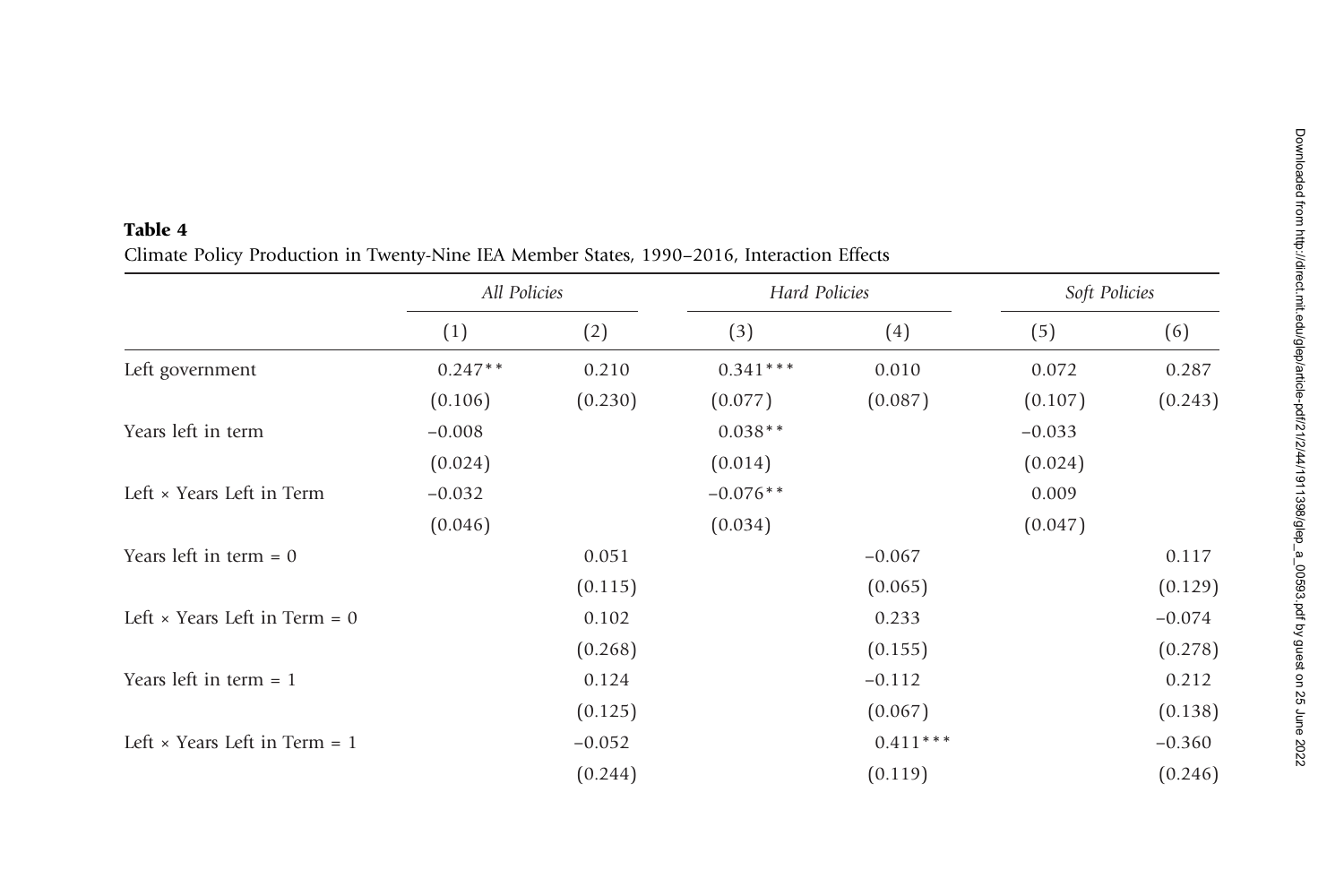**Table 4**
Climate Policy Production in Twenty-Nine IEA Member States, 1990–2016, Interaction Effects

| | *All Policies* | | *Hard Policies* | | *Soft Policies* | |
|---|---|---|---|---|---|---|
| | (1) | (2) | (3) | (4) | (5) | (6) |
| Left government | 0.247** | 0.210 | 0.341*** | 0.010 | 0.072 | 0.287 |
| | (0.106) | (0.230) | (0.077) | (0.087) | (0.107) | (0.243) |
| Years left in term | −0.008 | | 0.038** | | −0.033 | |
| | (0.024) | | (0.014) | | (0.024) | |
| Left × Years Left in Term | −0.032 | | −0.076** | | 0.009 | |
| | (0.046) | | (0.034) | | (0.047) | |
| Years left in term = 0 | | 0.051 | | −0.067 | | 0.117 |
| | | (0.115) | | (0.065) | | (0.129) |
| Left × Years Left in Term = 0 | | 0.102 | | 0.233 | | −0.074 |
| | | (0.268) | | (0.155) | | (0.278) |
| Years left in term = 1 | | 0.124 | | −0.112 | | 0.212 |
| | | (0.125) | | (0.067) | | (0.138) |
| Left × Years Left in Term = 1 | | −0.052 | | 0.411*** | | −0.360 |
| | | (0.244) | | (0.119) | | (0.246) |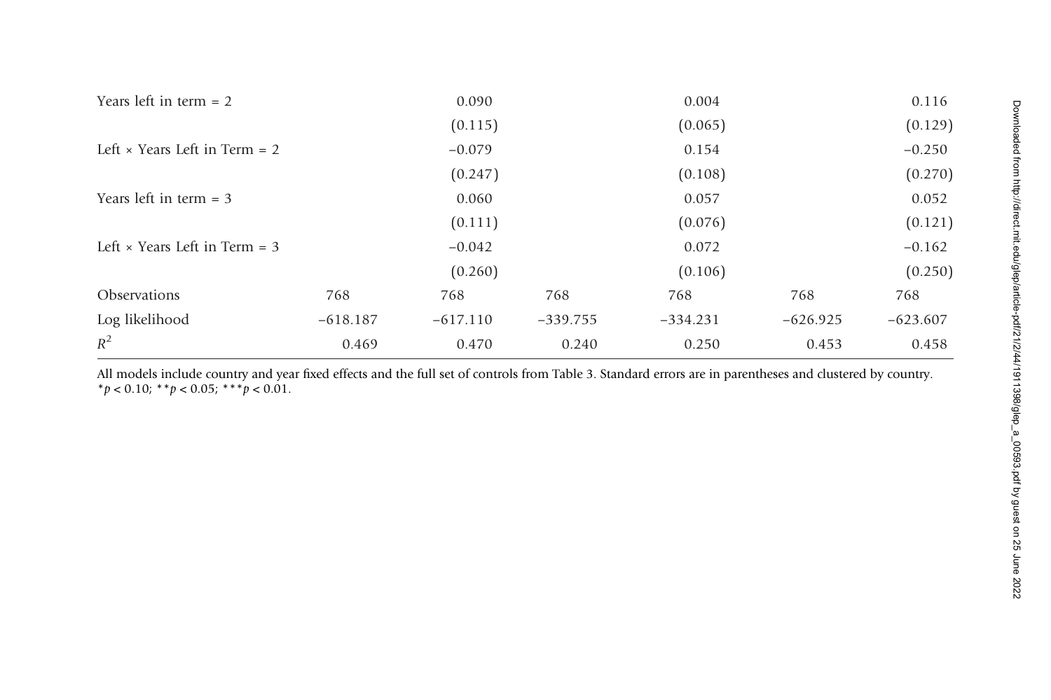| | | | | | | |
|---|---|---|---|---|---|---|
| Years left in term = 2 | | 0.090 | | 0.004 | | 0.116 |
| | | (0.115) | | (0.065) | | (0.129) |
| Left × Years Left in Term = 2 | | −0.079 | | 0.154 | | −0.250 |
| | | (0.247) | | (0.108) | | (0.270) |
| Years left in term = 3 | | 0.060 | | 0.057 | | 0.052 |
| | | (0.111) | | (0.076) | | (0.121) |
| Left × Years Left in Term = 3 | | −0.042 | | 0.072 | | −0.162 |
| | | (0.260) | | (0.106) | | (0.250) |
| Observations | 768 | 768 | 768 | 768 | 768 | 768 |
| Log likelihood | −618.187 | −617.110 | −339.755 | −334.231 | −626.925 | −623.607 |
| $R^2$ | 0.469 | 0.470 | 0.240 | 0.250 | 0.453 | 0.458 |

All models include country and year fixed effects and the full set of controls from Table 3. Standard errors are in parentheses and clustered by country.
$^{*}p < 0.10$; $^{**}p < 0.05$; $^{***}p < 0.01$.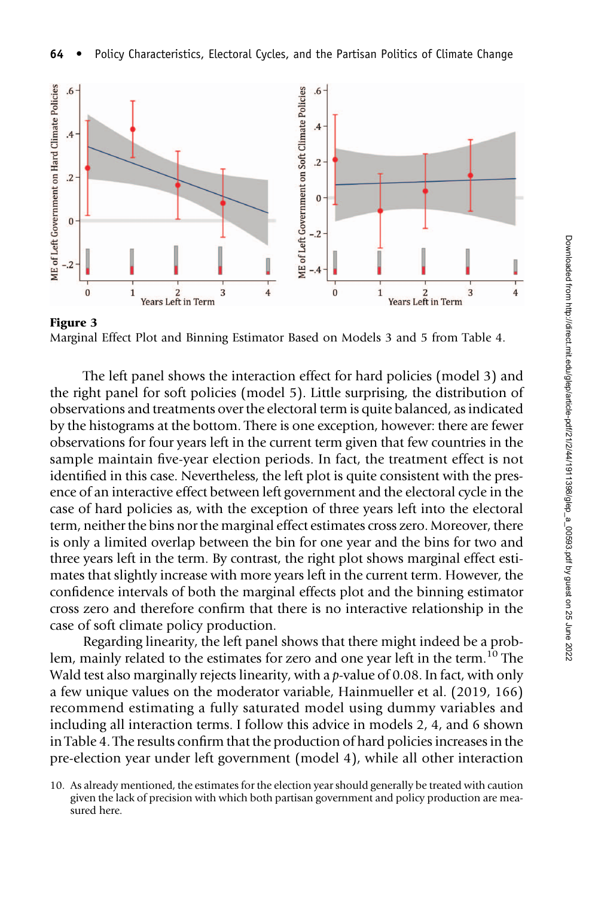**Figure 3**

Marginal Effect Plot and Binning Estimator Based on Models 3 and 5 from Table 4.

The left panel shows the interaction effect for hard policies (model 3) and the right panel for soft policies (model 5). Little surprising, the distribution of observations and treatments over the electoral term is quite balanced, as indicated by the histograms at the bottom. There is one exception, however: there are fewer observations for four years left in the current term given that few countries in the sample maintain five-year election periods. In fact, the treatment effect is not identified in this case. Nevertheless, the left plot is quite consistent with the presence of an interactive effect between left government and the electoral cycle in the case of hard policies as, with the exception of three years left into the electoral term, neither the bins nor the marginal effect estimates cross zero. Moreover, there is only a limited overlap between the bin for one year and the bins for two and three years left in the term. By contrast, the right plot shows marginal effect estimates that slightly increase with more years left in the current term. However, the confidence intervals of both the marginal effects plot and the binning estimator cross zero and therefore confirm that there is no interactive relationship in the case of soft climate policy production.

Regarding linearity, the left panel shows that there might indeed be a problem, mainly related to the estimates for zero and one year left in the term.[10] The Wald test also marginally rejects linearity, with a $p$-value of 0.08. In fact, with only a few unique values on the moderator variable, Hainmueller et al. (2019, 166) recommend estimating a fully saturated model using dummy variables and including all interaction terms. I follow this advice in models 2, 4, and 6 shown in Table 4. The results confirm that the production of hard policies increases in the pre-election year under left government (model 4), while all other interaction

10. As already mentioned, the estimates for the election year should generally be treated with caution given the lack of precision with which both partisan government and policy production are measured here.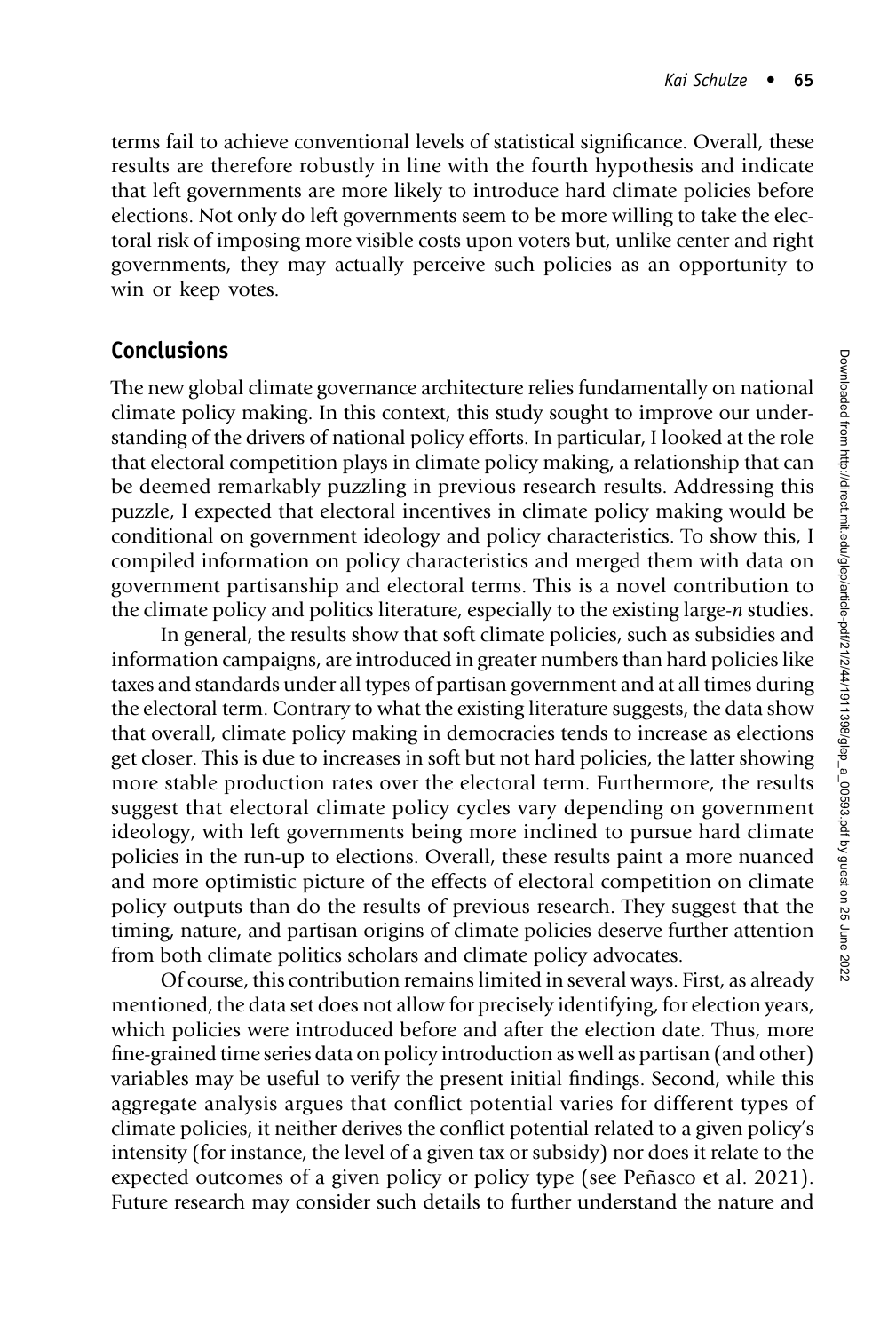terms fail to achieve conventional levels of statistical significance. Overall, these results are therefore robustly in line with the fourth hypothesis and indicate that left governments are more likely to introduce hard climate policies before elections. Not only do left governments seem to be more willing to take the electoral risk of imposing more visible costs upon voters but, unlike center and right governments, they may actually perceive such policies as an opportunity to win or keep votes.

## Conclusions

The new global climate governance architecture relies fundamentally on national climate policy making. In this context, this study sought to improve our understanding of the drivers of national policy efforts. In particular, I looked at the role that electoral competition plays in climate policy making, a relationship that can be deemed remarkably puzzling in previous research results. Addressing this puzzle, I expected that electoral incentives in climate policy making would be conditional on government ideology and policy characteristics. To show this, I compiled information on policy characteristics and merged them with data on government partisanship and electoral terms. This is a novel contribution to the climate policy and politics literature, especially to the existing large-*n* studies.

In general, the results show that soft climate policies, such as subsidies and information campaigns, are introduced in greater numbers than hard policies like taxes and standards under all types of partisan government and at all times during the electoral term. Contrary to what the existing literature suggests, the data show that overall, climate policy making in democracies tends to increase as elections get closer. This is due to increases in soft but not hard policies, the latter showing more stable production rates over the electoral term. Furthermore, the results suggest that electoral climate policy cycles vary depending on government ideology, with left governments being more inclined to pursue hard climate policies in the run-up to elections. Overall, these results paint a more nuanced and more optimistic picture of the effects of electoral competition on climate policy outputs than do the results of previous research. They suggest that the timing, nature, and partisan origins of climate policies deserve further attention from both climate politics scholars and climate policy advocates.

Of course, this contribution remains limited in several ways. First, as already mentioned, the data set does not allow for precisely identifying, for election years, which policies were introduced before and after the election date. Thus, more fine-grained time series data on policy introduction as well as partisan (and other) variables may be useful to verify the present initial findings. Second, while this aggregate analysis argues that conflict potential varies for different types of climate policies, it neither derives the conflict potential related to a given policy's intensity (for instance, the level of a given tax or subsidy) nor does it relate to the expected outcomes of a given policy or policy type (see Peñasco et al. 2021). Future research may consider such details to further understand the nature and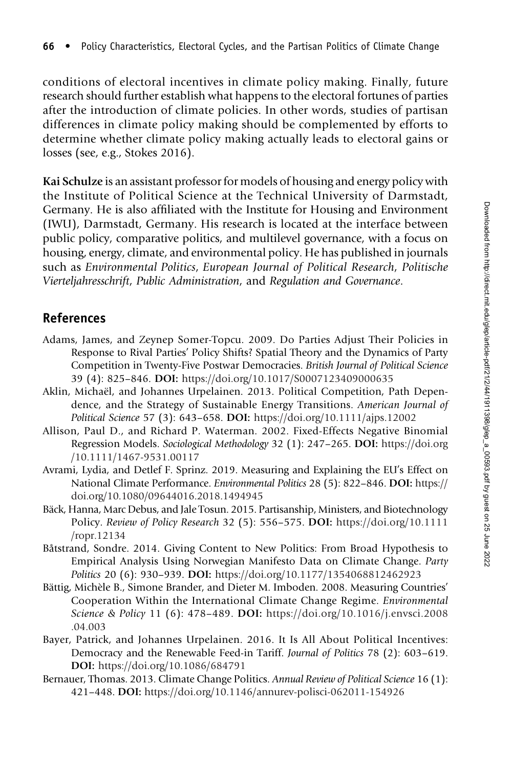conditions of electoral incentives in climate policy making. Finally, future research should further establish what happens to the electoral fortunes of parties after the introduction of climate policies. In other words, studies of partisan differences in climate policy making should be complemented by efforts to determine whether climate policy making actually leads to electoral gains or losses (see, e.g., Stokes 2016).

**Kai Schulze** is an assistant professor for models of housing and energy policy with the Institute of Political Science at the Technical University of Darmstadt, Germany. He is also affiliated with the Institute for Housing and Environment (IWU), Darmstadt, Germany. His research is located at the interface between public policy, comparative politics, and multilevel governance, with a focus on housing, energy, climate, and environmental policy. He has published in journals such as *Environmental Politics*, *European Journal of Political Research*, *Politische Vierteljahresschrift*, *Public Administration*, and *Regulation and Governance*.

## References

Adams, James, and Zeynep Somer-Topcu. 2009. Do Parties Adjust Their Policies in Response to Rival Parties' Policy Shifts? Spatial Theory and the Dynamics of Party Competition in Twenty-Five Postwar Democracies. *British Journal of Political Science* 39 (4): 825–846. **DOI:** https://doi.org/10.1017/S0007123409000635

Aklin, Michaël, and Johannes Urpelainen. 2013. Political Competition, Path Dependence, and the Strategy of Sustainable Energy Transitions. *American Journal of Political Science* 57 (3): 643–658. **DOI:** https://doi.org/10.1111/ajps.12002

Allison, Paul D., and Richard P. Waterman. 2002. Fixed-Effects Negative Binomial Regression Models. *Sociological Methodology* 32 (1): 247–265. **DOI:** https://doi.org/10.1111/1467-9531.00117

Avrami, Lydia, and Detlef F. Sprinz. 2019. Measuring and Explaining the EU's Effect on National Climate Performance. *Environmental Politics* 28 (5): 822–846. **DOI:** https://doi.org/10.1080/09644016.2018.1494945

Bäck, Hanna, Marc Debus, and Jale Tosun. 2015. Partisanship, Ministers, and Biotechnology Policy. *Review of Policy Research* 32 (5): 556–575. **DOI:** https://doi.org/10.1111/ropr.12134

Båtstrand, Sondre. 2014. Giving Content to New Politics: From Broad Hypothesis to Empirical Analysis Using Norwegian Manifesto Data on Climate Change. *Party Politics* 20 (6): 930–939. **DOI:** https://doi.org/10.1177/1354068812462923

Bättig, Michèle B., Simone Brander, and Dieter M. Imboden. 2008. Measuring Countries' Cooperation Within the International Climate Change Regime. *Environmental Science & Policy* 11 (6): 478–489. **DOI:** https://doi.org/10.1016/j.envsci.2008.04.003

Bayer, Patrick, and Johannes Urpelainen. 2016. It Is All About Political Incentives: Democracy and the Renewable Feed-in Tariff. *Journal of Politics* 78 (2): 603–619. **DOI:** https://doi.org/10.1086/684791

Bernauer, Thomas. 2013. Climate Change Politics. *Annual Review of Political Science* 16 (1): 421–448. **DOI:** https://doi.org/10.1146/annurev-polisci-062011-154926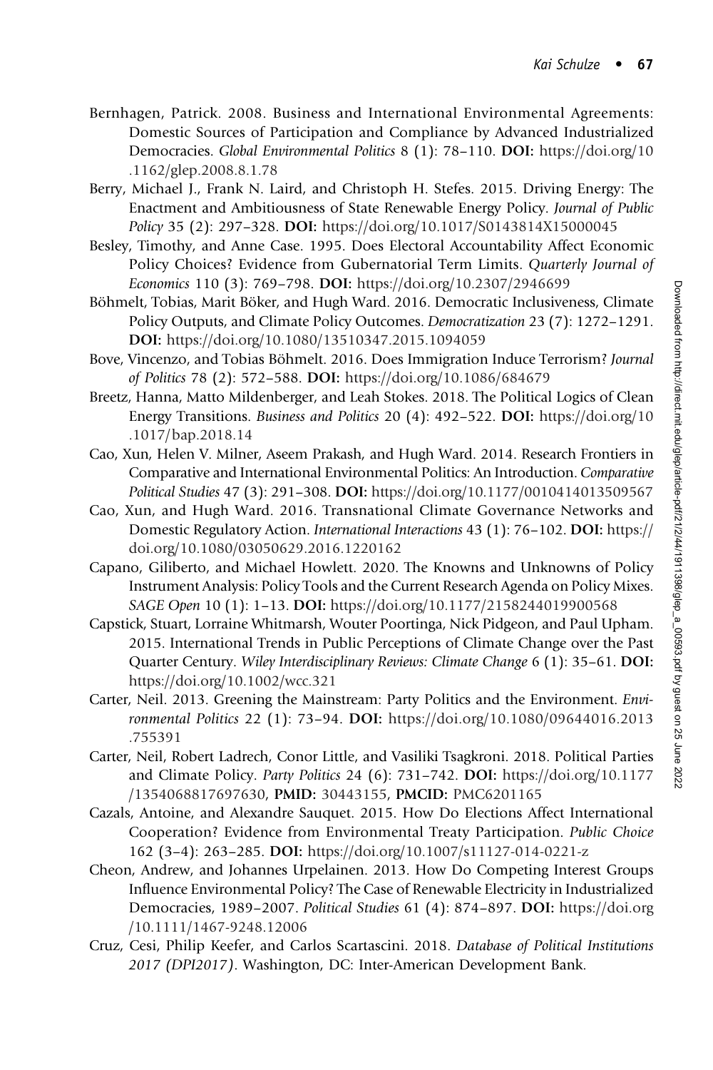Bernhagen, Patrick. 2008. Business and International Environmental Agreements: Domestic Sources of Participation and Compliance by Advanced Industrialized Democracies. *Global Environmental Politics* 8 (1): 78–110. **DOI:** https://doi.org/10.1162/glep.2008.8.1.78

Berry, Michael J., Frank N. Laird, and Christoph H. Stefes. 2015. Driving Energy: The Enactment and Ambitiousness of State Renewable Energy Policy. *Journal of Public Policy* 35 (2): 297–328. **DOI:** https://doi.org/10.1017/S0143814X15000045

Besley, Timothy, and Anne Case. 1995. Does Electoral Accountability Affect Economic Policy Choices? Evidence from Gubernatorial Term Limits. *Quarterly Journal of Economics* 110 (3): 769–798. **DOI:** https://doi.org/10.2307/2946699

Böhmelt, Tobias, Marit Böker, and Hugh Ward. 2016. Democratic Inclusiveness, Climate Policy Outputs, and Climate Policy Outcomes. *Democratization* 23 (7): 1272–1291. **DOI:** https://doi.org/10.1080/13510347.2015.1094059

Bove, Vincenzo, and Tobias Böhmelt. 2016. Does Immigration Induce Terrorism? *Journal of Politics* 78 (2): 572–588. **DOI:** https://doi.org/10.1086/684679

Breetz, Hanna, Matto Mildenberger, and Leah Stokes. 2018. The Political Logics of Clean Energy Transitions. *Business and Politics* 20 (4): 492–522. **DOI:** https://doi.org/10.1017/bap.2018.14

Cao, Xun, Helen V. Milner, Aseem Prakash, and Hugh Ward. 2014. Research Frontiers in Comparative and International Environmental Politics: An Introduction. *Comparative Political Studies* 47 (3): 291–308. **DOI:** https://doi.org/10.1177/0010414013509567

Cao, Xun, and Hugh Ward. 2016. Transnational Climate Governance Networks and Domestic Regulatory Action. *International Interactions* 43 (1): 76–102. **DOI:** https://doi.org/10.1080/03050629.2016.1220162

Capano, Giliberto, and Michael Howlett. 2020. The Knowns and Unknowns of Policy Instrument Analysis: Policy Tools and the Current Research Agenda on Policy Mixes. *SAGE Open* 10 (1): 1–13. **DOI:** https://doi.org/10.1177/2158244019900568

Capstick, Stuart, Lorraine Whitmarsh, Wouter Poortinga, Nick Pidgeon, and Paul Upham. 2015. International Trends in Public Perceptions of Climate Change over the Past Quarter Century. *Wiley Interdisciplinary Reviews: Climate Change* 6 (1): 35–61. **DOI:** https://doi.org/10.1002/wcc.321

Carter, Neil. 2013. Greening the Mainstream: Party Politics and the Environment. *Environmental Politics* 22 (1): 73–94. **DOI:** https://doi.org/10.1080/09644016.2013.755391

Carter, Neil, Robert Ladrech, Conor Little, and Vasiliki Tsagkroni. 2018. Political Parties and Climate Policy. *Party Politics* 24 (6): 731–742. **DOI:** https://doi.org/10.1177/1354068817697630, **PMID:** 30443155, **PMCID:** PMC6201165

Cazals, Antoine, and Alexandre Sauquet. 2015. How Do Elections Affect International Cooperation? Evidence from Environmental Treaty Participation. *Public Choice* 162 (3–4): 263–285. **DOI:** https://doi.org/10.1007/s11127-014-0221-z

Cheon, Andrew, and Johannes Urpelainen. 2013. How Do Competing Interest Groups Influence Environmental Policy? The Case of Renewable Electricity in Industrialized Democracies, 1989–2007. *Political Studies* 61 (4): 874–897. **DOI:** https://doi.org/10.1111/1467-9248.12006

Cruz, Cesi, Philip Keefer, and Carlos Scartascini. 2018. *Database of Political Institutions 2017 (DPI2017)*. Washington, DC: Inter-American Development Bank.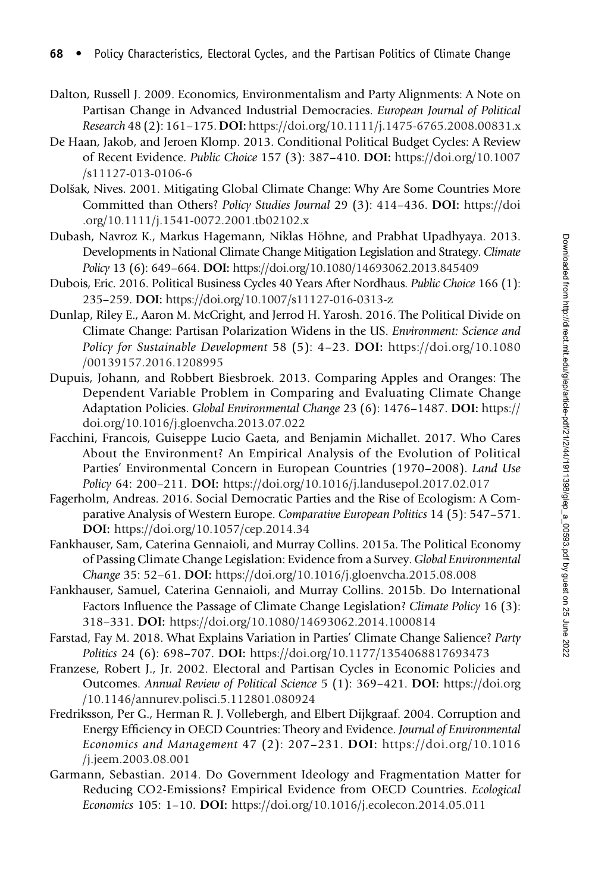Dalton, Russell J. 2009. Economics, Environmentalism and Party Alignments: A Note on Partisan Change in Advanced Industrial Democracies. *European Journal of Political Research* 48 (2): 161–175. **DOI:** https://doi.org/10.1111/j.1475-6765.2008.00831.x

De Haan, Jakob, and Jeroen Klomp. 2013. Conditional Political Budget Cycles: A Review of Recent Evidence. *Public Choice* 157 (3): 387–410. **DOI:** https://doi.org/10.1007/s11127-013-0106-6

Dolšak, Nives. 2001. Mitigating Global Climate Change: Why Are Some Countries More Committed than Others? *Policy Studies Journal* 29 (3): 414–436. **DOI:** https://doi.org/10.1111/j.1541-0072.2001.tb02102.x

Dubash, Navroz K., Markus Hagemann, Niklas Höhne, and Prabhat Upadhyaya. 2013. Developments in National Climate Change Mitigation Legislation and Strategy. *Climate Policy* 13 (6): 649–664. **DOI:** https://doi.org/10.1080/14693062.2013.845409

Dubois, Eric. 2016. Political Business Cycles 40 Years After Nordhaus. *Public Choice* 166 (1): 235–259. **DOI:** https://doi.org/10.1007/s11127-016-0313-z

Dunlap, Riley E., Aaron M. McCright, and Jerrod H. Yarosh. 2016. The Political Divide on Climate Change: Partisan Polarization Widens in the US. *Environment: Science and Policy for Sustainable Development* 58 (5): 4–23. **DOI:** https://doi.org/10.1080/00139157.2016.1208995

Dupuis, Johann, and Robbert Biesbroek. 2013. Comparing Apples and Oranges: The Dependent Variable Problem in Comparing and Evaluating Climate Change Adaptation Policies. *Global Environmental Change* 23 (6): 1476–1487. **DOI:** https://doi.org/10.1016/j.gloenvcha.2013.07.022

Facchini, Francois, Guiseppe Lucio Gaeta, and Benjamin Michallet. 2017. Who Cares About the Environment? An Empirical Analysis of the Evolution of Political Parties' Environmental Concern in European Countries (1970–2008). *Land Use Policy* 64: 200–211. **DOI:** https://doi.org/10.1016/j.landusepol.2017.02.017

Fagerholm, Andreas. 2016. Social Democratic Parties and the Rise of Ecologism: A Comparative Analysis of Western Europe. *Comparative European Politics* 14 (5): 547–571. **DOI:** https://doi.org/10.1057/cep.2014.34

Fankhauser, Sam, Caterina Gennaioli, and Murray Collins. 2015a. The Political Economy of Passing Climate Change Legislation: Evidence from a Survey. *Global Environmental Change* 35: 52–61. **DOI:** https://doi.org/10.1016/j.gloenvcha.2015.08.008

Fankhauser, Samuel, Caterina Gennaioli, and Murray Collins. 2015b. Do International Factors Influence the Passage of Climate Change Legislation? *Climate Policy* 16 (3): 318–331. **DOI:** https://doi.org/10.1080/14693062.2014.1000814

Farstad, Fay M. 2018. What Explains Variation in Parties' Climate Change Salience? *Party Politics* 24 (6): 698–707. **DOI:** https://doi.org/10.1177/1354068817693473

Franzese, Robert J., Jr. 2002. Electoral and Partisan Cycles in Economic Policies and Outcomes. *Annual Review of Political Science* 5 (1): 369–421. **DOI:** https://doi.org/10.1146/annurev.polisci.5.112801.080924

Fredriksson, Per G., Herman R. J. Vollebergh, and Elbert Dijkgraaf. 2004. Corruption and Energy Efficiency in OECD Countries: Theory and Evidence. *Journal of Environmental Economics and Management* 47 (2): 207–231. **DOI:** https://doi.org/10.1016/j.jeem.2003.08.001

Garmann, Sebastian. 2014. Do Government Ideology and Fragmentation Matter for Reducing CO2-Emissions? Empirical Evidence from OECD Countries. *Ecological Economics* 105: 1–10. **DOI:** https://doi.org/10.1016/j.ecolecon.2014.05.011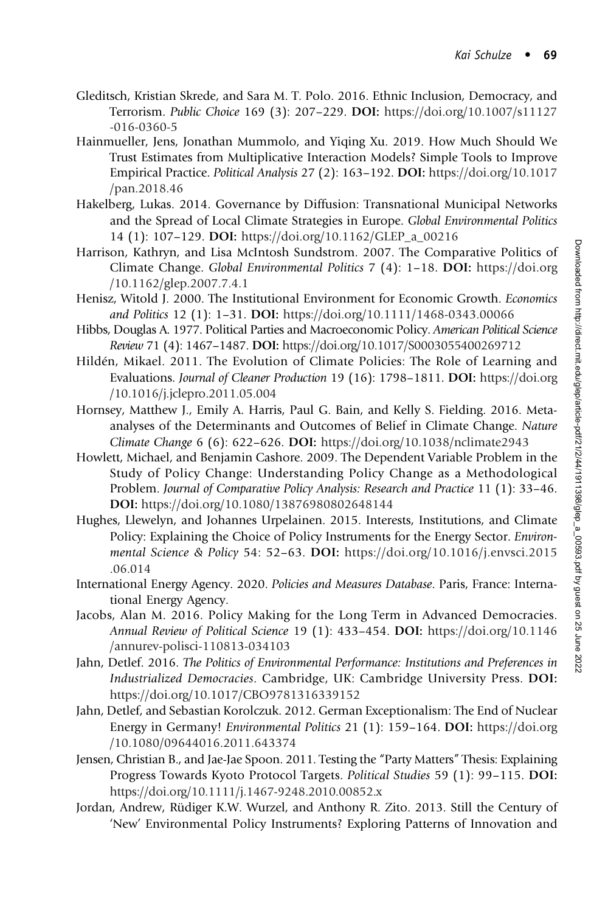Gleditsch, Kristian Skrede, and Sara M. T. Polo. 2016. Ethnic Inclusion, Democracy, and Terrorism. *Public Choice* 169 (3): 207–229. **DOI:** https://doi.org/10.1007/s11127-016-0360-5

Hainmueller, Jens, Jonathan Mummolo, and Yiqing Xu. 2019. How Much Should We Trust Estimates from Multiplicative Interaction Models? Simple Tools to Improve Empirical Practice. *Political Analysis* 27 (2): 163–192. **DOI:** https://doi.org/10.1017/pan.2018.46

Hakelberg, Lukas. 2014. Governance by Diffusion: Transnational Municipal Networks and the Spread of Local Climate Strategies in Europe. *Global Environmental Politics* 14 (1): 107–129. **DOI:** https://doi.org/10.1162/GLEP_a_00216

Harrison, Kathryn, and Lisa McIntosh Sundstrom. 2007. The Comparative Politics of Climate Change. *Global Environmental Politics* 7 (4): 1–18. **DOI:** https://doi.org/10.1162/glep.2007.7.4.1

Henisz, Witold J. 2000. The Institutional Environment for Economic Growth. *Economics and Politics* 12 (1): 1–31. **DOI:** https://doi.org/10.1111/1468-0343.00066

Hibbs, Douglas A. 1977. Political Parties and Macroeconomic Policy. *American Political Science Review* 71 (4): 1467–1487. **DOI:** https://doi.org/10.1017/S0003055400269712

Hildén, Mikael. 2011. The Evolution of Climate Policies: The Role of Learning and Evaluations. *Journal of Cleaner Production* 19 (16): 1798–1811. **DOI:** https://doi.org/10.1016/j.jclepro.2011.05.004

Hornsey, Matthew J., Emily A. Harris, Paul G. Bain, and Kelly S. Fielding. 2016. Meta-analyses of the Determinants and Outcomes of Belief in Climate Change. *Nature Climate Change* 6 (6): 622–626. **DOI:** https://doi.org/10.1038/nclimate2943

Howlett, Michael, and Benjamin Cashore. 2009. The Dependent Variable Problem in the Study of Policy Change: Understanding Policy Change as a Methodological Problem. *Journal of Comparative Policy Analysis: Research and Practice* 11 (1): 33–46. **DOI:** https://doi.org/10.1080/13876980802648144

Hughes, Llewelyn, and Johannes Urpelainen. 2015. Interests, Institutions, and Climate Policy: Explaining the Choice of Policy Instruments for the Energy Sector. *Environmental Science & Policy* 54: 52–63. **DOI:** https://doi.org/10.1016/j.envsci.2015.06.014

International Energy Agency. 2020. *Policies and Measures Database*. Paris, France: International Energy Agency.

Jacobs, Alan M. 2016. Policy Making for the Long Term in Advanced Democracies. *Annual Review of Political Science* 19 (1): 433–454. **DOI:** https://doi.org/10.1146/annurev-polisci-110813-034103

Jahn, Detlef. 2016. *The Politics of Environmental Performance: Institutions and Preferences in Industrialized Democracies*. Cambridge, UK: Cambridge University Press. **DOI:** https://doi.org/10.1017/CBO9781316339152

Jahn, Detlef, and Sebastian Korolczuk. 2012. German Exceptionalism: The End of Nuclear Energy in Germany! *Environmental Politics* 21 (1): 159–164. **DOI:** https://doi.org/10.1080/09644016.2011.643374

Jensen, Christian B., and Jae-Jae Spoon. 2011. Testing the "Party Matters" Thesis: Explaining Progress Towards Kyoto Protocol Targets. *Political Studies* 59 (1): 99–115. **DOI:** https://doi.org/10.1111/j.1467-9248.2010.00852.x

Jordan, Andrew, Rüdiger K.W. Wurzel, and Anthony R. Zito. 2013. Still the Century of 'New' Environmental Policy Instruments? Exploring Patterns of Innovation and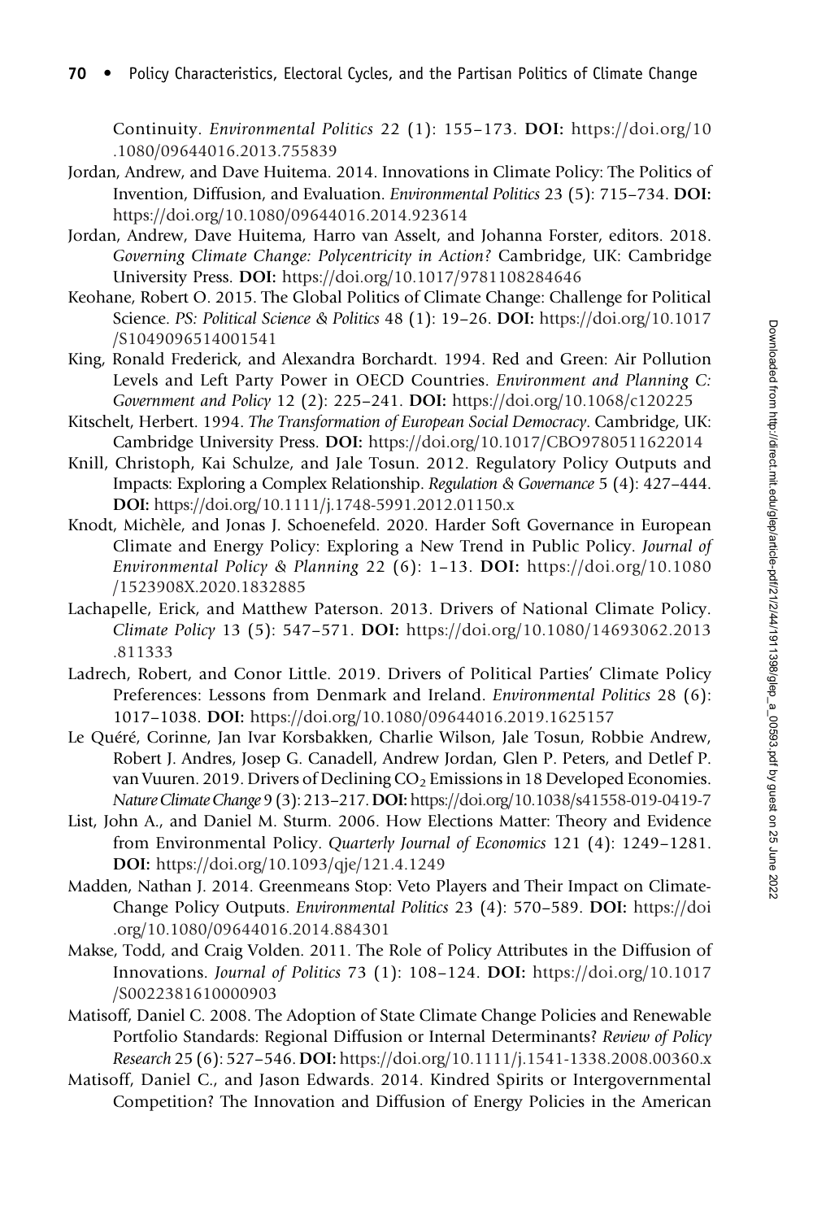Continuity. *Environmental Politics* 22 (1): 155–173. **DOI:** https://doi.org/10.1080/09644016.2013.755839

Jordan, Andrew, and Dave Huitema. 2014. Innovations in Climate Policy: The Politics of Invention, Diffusion, and Evaluation. *Environmental Politics* 23 (5): 715–734. **DOI:** https://doi.org/10.1080/09644016.2014.923614

Jordan, Andrew, Dave Huitema, Harro van Asselt, and Johanna Forster, editors. 2018. *Governing Climate Change: Polycentricity in Action?* Cambridge, UK: Cambridge University Press. **DOI:** https://doi.org/10.1017/9781108284646

Keohane, Robert O. 2015. The Global Politics of Climate Change: Challenge for Political Science. *PS: Political Science & Politics* 48 (1): 19–26. **DOI:** https://doi.org/10.1017/S1049096514001541

King, Ronald Frederick, and Alexandra Borchardt. 1994. Red and Green: Air Pollution Levels and Left Party Power in OECD Countries. *Environment and Planning C: Government and Policy* 12 (2): 225–241. **DOI:** https://doi.org/10.1068/c120225

Kitschelt, Herbert. 1994. *The Transformation of European Social Democracy*. Cambridge, UK: Cambridge University Press. **DOI:** https://doi.org/10.1017/CBO9780511622014

Knill, Christoph, Kai Schulze, and Jale Tosun. 2012. Regulatory Policy Outputs and Impacts: Exploring a Complex Relationship. *Regulation & Governance* 5 (4): 427–444. **DOI:** https://doi.org/10.1111/j.1748-5991.2012.01150.x

Knodt, Michèle, and Jonas J. Schoenefeld. 2020. Harder Soft Governance in European Climate and Energy Policy: Exploring a New Trend in Public Policy. *Journal of Environmental Policy & Planning* 22 (6): 1–13. **DOI:** https://doi.org/10.1080/1523908X.2020.1832885

Lachapelle, Erick, and Matthew Paterson. 2013. Drivers of National Climate Policy. *Climate Policy* 13 (5): 547–571. **DOI:** https://doi.org/10.1080/14693062.2013.811333

Ladrech, Robert, and Conor Little. 2019. Drivers of Political Parties' Climate Policy Preferences: Lessons from Denmark and Ireland. *Environmental Politics* 28 (6): 1017–1038. **DOI:** https://doi.org/10.1080/09644016.2019.1625157

Le Quéré, Corinne, Jan Ivar Korsbakken, Charlie Wilson, Jale Tosun, Robbie Andrew, Robert J. Andres, Josep G. Canadell, Andrew Jordan, Glen P. Peters, and Detlef P. van Vuuren. 2019. Drivers of Declining $CO_2$ Emissions in 18 Developed Economies. *Nature Climate Change* 9 (3): 213–217. **DOI:** https://doi.org/10.1038/s41558-019-0419-7

List, John A., and Daniel M. Sturm. 2006. How Elections Matter: Theory and Evidence from Environmental Policy. *Quarterly Journal of Economics* 121 (4): 1249–1281. **DOI:** https://doi.org/10.1093/qje/121.4.1249

Madden, Nathan J. 2014. Greenmeans Stop: Veto Players and Their Impact on Climate-Change Policy Outputs. *Environmental Politics* 23 (4): 570–589. **DOI:** https://doi.org/10.1080/09644016.2014.884301

Makse, Todd, and Craig Volden. 2011. The Role of Policy Attributes in the Diffusion of Innovations. *Journal of Politics* 73 (1): 108–124. **DOI:** https://doi.org/10.1017/S0022381610000903

Matisoff, Daniel C. 2008. The Adoption of State Climate Change Policies and Renewable Portfolio Standards: Regional Diffusion or Internal Determinants? *Review of Policy Research* 25 (6): 527–546. **DOI:** https://doi.org/10.1111/j.1541-1338.2008.00360.x

Matisoff, Daniel C., and Jason Edwards. 2014. Kindred Spirits or Intergovernmental Competition? The Innovation and Diffusion of Energy Policies in the American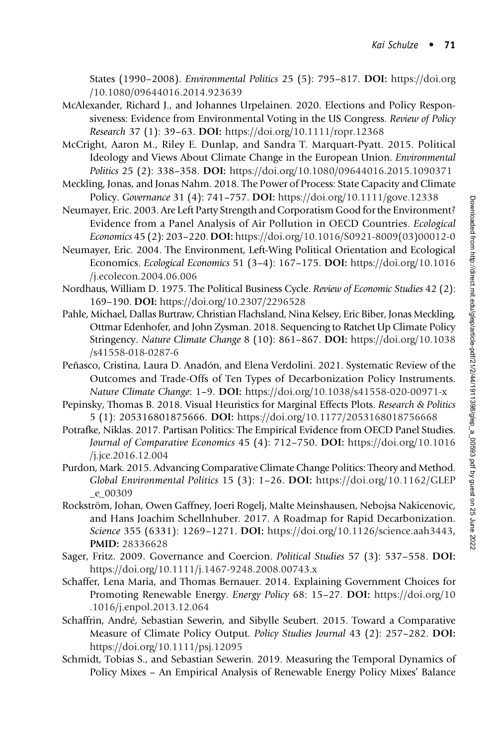States (1990–2008). *Environmental Politics* 25 (5): 795–817. **DOI:** https://doi.org/10.1080/09644016.2014.923639

McAlexander, Richard J., and Johannes Urpelainen. 2020. Elections and Policy Responsiveness: Evidence from Environmental Voting in the US Congress. *Review of Policy Research* 37 (1): 39–63. **DOI:** https://doi.org/10.1111/ropr.12368

McCright, Aaron M., Riley E. Dunlap, and Sandra T. Marquart-Pyatt. 2015. Political Ideology and Views About Climate Change in the European Union. *Environmental Politics* 25 (2): 338–358. **DOI:** https://doi.org/10.1080/09644016.2015.1090371

Meckling, Jonas, and Jonas Nahm. 2018. The Power of Process: State Capacity and Climate Policy. *Governance* 31 (4): 741–757. **DOI:** https://doi.org/10.1111/gove.12338

Neumayer, Eric. 2003. Are Left Party Strength and Corporatism Good for the Environment? Evidence from a Panel Analysis of Air Pollution in OECD Countries. *Ecological Economics* 45 (2): 203–220. **DOI:** https://doi.org/10.1016/S0921-8009(03)00012-0

Neumayer, Eric. 2004. The Environment, Left-Wing Political Orientation and Ecological Economics. *Ecological Economics* 51 (3–4): 167–175. **DOI:** https://doi.org/10.1016/j.ecolecon.2004.06.006

Nordhaus, William D. 1975. The Political Business Cycle. *Review of Economic Studies* 42 (2): 169–190. **DOI:** https://doi.org/10.2307/2296528

Pahle, Michael, Dallas Burtraw, Christian Flachsland, Nina Kelsey, Eric Biber, Jonas Meckling, Ottmar Edenhofer, and John Zysman. 2018. Sequencing to Ratchet Up Climate Policy Stringency. *Nature Climate Change* 8 (10): 861–867. **DOI:** https://doi.org/10.1038/s41558-018-0287-6

Peñasco, Cristina, Laura D. Anadón, and Elena Verdolini. 2021. Systematic Review of the Outcomes and Trade-Offs of Ten Types of Decarbonization Policy Instruments. *Nature Climate Change*: 1–9. **DOI:** https://doi.org/10.1038/s41558-020-00971-x

Pepinsky, Thomas B. 2018. Visual Heuristics for Marginal Effects Plots. *Research & Politics* 5 (1): 205316801875666. **DOI:** https://doi.org/10.1177/2053168018756668

Potrafke, Niklas. 2017. Partisan Politics: The Empirical Evidence from OECD Panel Studies. *Journal of Comparative Economics* 45 (4): 712–750. **DOI:** https://doi.org/10.1016/j.jce.2016.12.004

Purdon, Mark. 2015. Advancing Comparative Climate Change Politics: Theory and Method. *Global Environmental Politics* 15 (3): 1–26. **DOI:** https://doi.org/10.1162/GLEP_e_00309

Rockström, Johan, Owen Gaffney, Joeri Rogelj, Malte Meinshausen, Nebojsa Nakicenovic, and Hans Joachim Schellnhuber. 2017. A Roadmap for Rapid Decarbonization. *Science* 355 (6331): 1269–1271. **DOI:** https://doi.org/10.1126/science.aah3443, **PMID:** 28336628

Sager, Fritz. 2009. Governance and Coercion. *Political Studies* 57 (3): 537–558. **DOI:** https://doi.org/10.1111/j.1467-9248.2008.00743.x

Schaffer, Lena Maria, and Thomas Bernauer. 2014. Explaining Government Choices for Promoting Renewable Energy. *Energy Policy* 68: 15–27. **DOI:** https://doi.org/10.1016/j.enpol.2013.12.064

Schaffrin, André, Sebastian Sewerin, and Sibylle Seubert. 2015. Toward a Comparative Measure of Climate Policy Output. *Policy Studies Journal* 43 (2): 257–282. **DOI:** https://doi.org/10.1111/psj.12095

Schmidt, Tobias S., and Sebastian Sewerin. 2019. Measuring the Temporal Dynamics of Policy Mixes – An Empirical Analysis of Renewable Energy Policy Mixes' Balance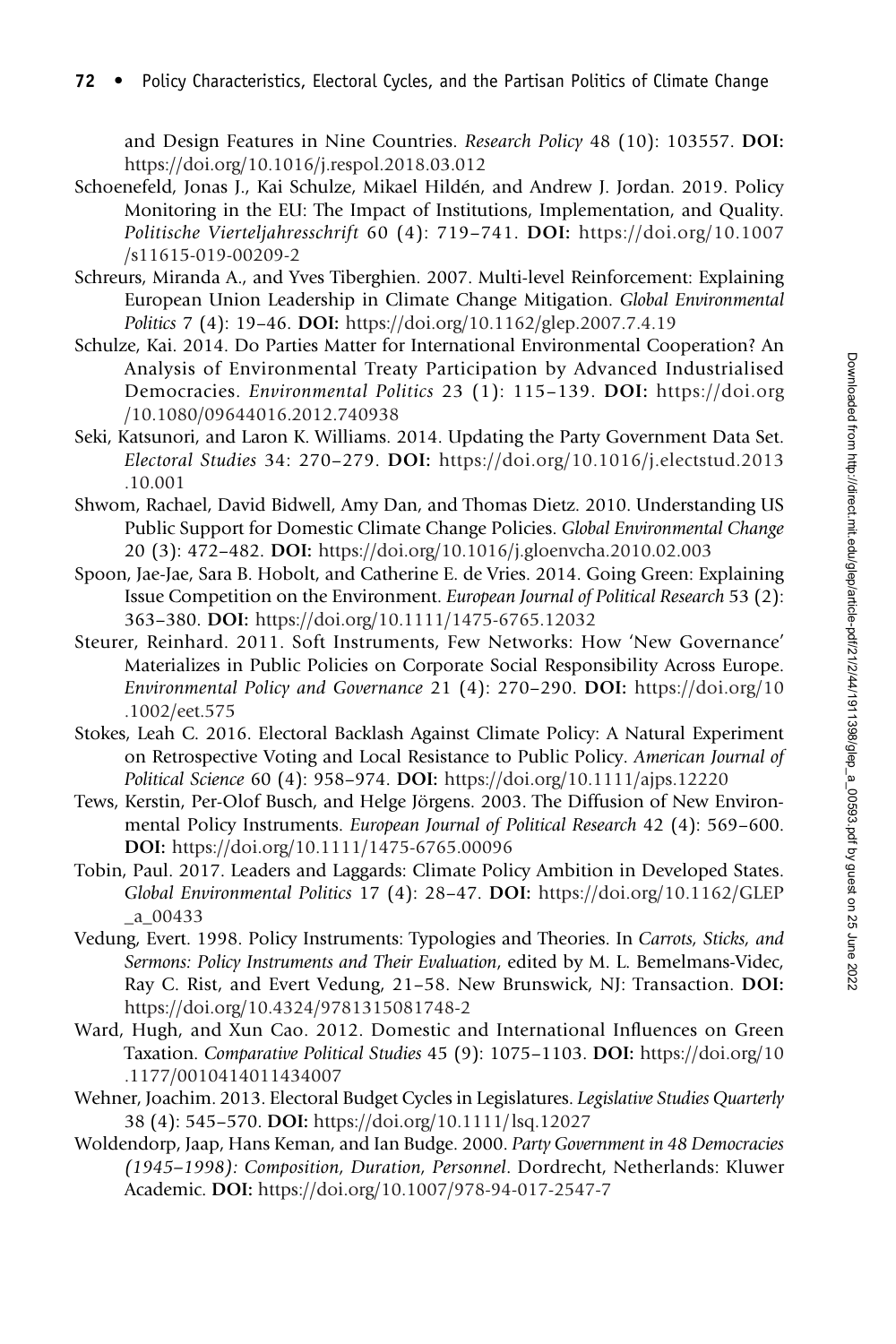and Design Features in Nine Countries. *Research Policy* 48 (10): 103557. **DOI:** https://doi.org/10.1016/j.respol.2018.03.012

Schoenefeld, Jonas J., Kai Schulze, Mikael Hildén, and Andrew J. Jordan. 2019. Policy Monitoring in the EU: The Impact of Institutions, Implementation, and Quality. *Politische Vierteljahresschrift* 60 (4): 719–741. **DOI:** https://doi.org/10.1007/s11615-019-00209-2

Schreurs, Miranda A., and Yves Tiberghien. 2007. Multi-level Reinforcement: Explaining European Union Leadership in Climate Change Mitigation. *Global Environmental Politics* 7 (4): 19–46. **DOI:** https://doi.org/10.1162/glep.2007.7.4.19

Schulze, Kai. 2014. Do Parties Matter for International Environmental Cooperation? An Analysis of Environmental Treaty Participation by Advanced Industrialised Democracies. *Environmental Politics* 23 (1): 115–139. **DOI:** https://doi.org/10.1080/09644016.2012.740938

Seki, Katsunori, and Laron K. Williams. 2014. Updating the Party Government Data Set. *Electoral Studies* 34: 270–279. **DOI:** https://doi.org/10.1016/j.electstud.2013.10.001

Shwom, Rachael, David Bidwell, Amy Dan, and Thomas Dietz. 2010. Understanding US Public Support for Domestic Climate Change Policies. *Global Environmental Change* 20 (3): 472–482. **DOI:** https://doi.org/10.1016/j.gloenvcha.2010.02.003

Spoon, Jae-Jae, Sara B. Hobolt, and Catherine E. de Vries. 2014. Going Green: Explaining Issue Competition on the Environment. *European Journal of Political Research* 53 (2): 363–380. **DOI:** https://doi.org/10.1111/1475-6765.12032

Steurer, Reinhard. 2011. Soft Instruments, Few Networks: How 'New Governance' Materializes in Public Policies on Corporate Social Responsibility Across Europe. *Environmental Policy and Governance* 21 (4): 270–290. **DOI:** https://doi.org/10.1002/eet.575

Stokes, Leah C. 2016. Electoral Backlash Against Climate Policy: A Natural Experiment on Retrospective Voting and Local Resistance to Public Policy. *American Journal of Political Science* 60 (4): 958–974. **DOI:** https://doi.org/10.1111/ajps.12220

Tews, Kerstin, Per-Olof Busch, and Helge Jörgens. 2003. The Diffusion of New Environmental Policy Instruments. *European Journal of Political Research* 42 (4): 569–600. **DOI:** https://doi.org/10.1111/1475-6765.00096

Tobin, Paul. 2017. Leaders and Laggards: Climate Policy Ambition in Developed States. *Global Environmental Politics* 17 (4): 28–47. **DOI:** https://doi.org/10.1162/GLEP_a_00433

Vedung, Evert. 1998. Policy Instruments: Typologies and Theories. In *Carrots, Sticks, and Sermons: Policy Instruments and Their Evaluation*, edited by M. L. Bemelmans-Videc, Ray C. Rist, and Evert Vedung, 21–58. New Brunswick, NJ: Transaction. **DOI:** https://doi.org/10.4324/9781315081748-2

Ward, Hugh, and Xun Cao. 2012. Domestic and International Influences on Green Taxation. *Comparative Political Studies* 45 (9): 1075–1103. **DOI:** https://doi.org/10.1177/0010414011434007

Wehner, Joachim. 2013. Electoral Budget Cycles in Legislatures. *Legislative Studies Quarterly* 38 (4): 545–570. **DOI:** https://doi.org/10.1111/lsq.12027

Woldendorp, Jaap, Hans Keman, and Ian Budge. 2000. *Party Government in 48 Democracies (1945–1998): Composition, Duration, Personnel*. Dordrecht, Netherlands: Kluwer Academic. **DOI:** https://doi.org/10.1007/978-94-017-2547-7